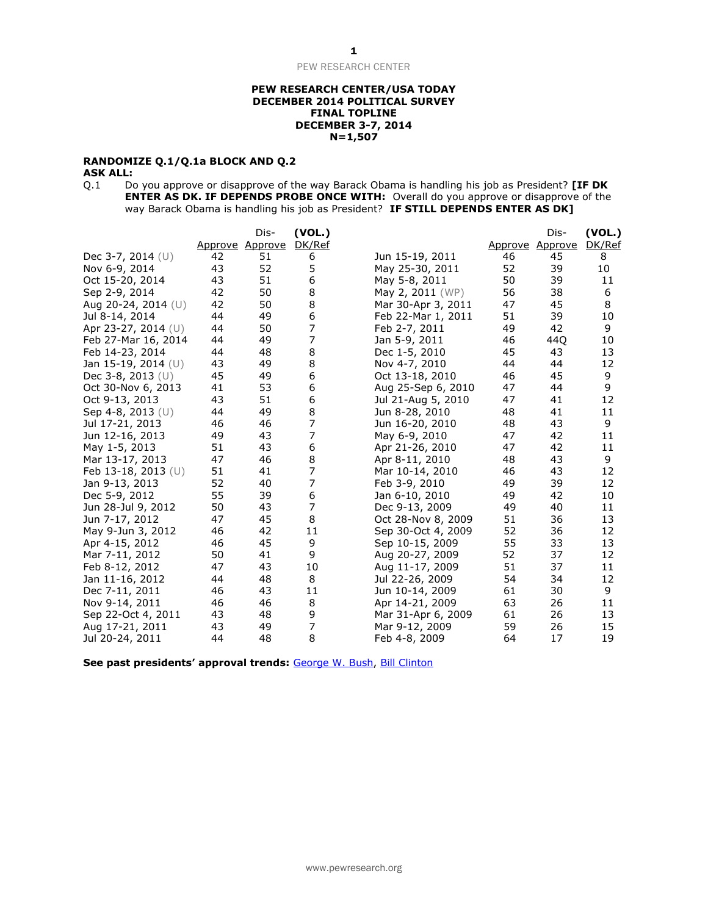**PEW RESEARCH CENTER/USA TODAY**
**DECEMBER 2014 POLITICAL SURVEY**
**FINAL TOPLINE**
**DECEMBER 3-7, 2014**
**N=1,507**

**RANDOMIZE Q.1/Q.1a BLOCK AND Q.2**
**ASK ALL:**

Q.1 Do you approve or disapprove of the way Barack Obama is handling his job as President? **[IF DK ENTER AS DK. IF DEPENDS PROBE ONCE WITH:** Overall do you approve or disapprove of the way Barack Obama is handling his job as President? **IF STILL DEPENDS ENTER AS DK]**

| | Approve | Dis-Approve | (VOL.) DK/Ref |
|---|---|---|---|
| Dec 3-7, 2014 (U) | 42 | 51 | 6 |
| Nov 6-9, 2014 | 43 | 52 | 5 |
| Oct 15-20, 2014 | 43 | 51 | 6 |
| Sep 2-9, 2014 | 42 | 50 | 8 |
| Aug 20-24, 2014 (U) | 42 | 50 | 8 |
| Jul 8-14, 2014 | 44 | 49 | 6 |
| Apr 23-27, 2014 (U) | 44 | 50 | 7 |
| Feb 27-Mar 16, 2014 | 44 | 49 | 7 |
| Feb 14-23, 2014 | 44 | 48 | 8 |
| Jan 15-19, 2014 (U) | 43 | 49 | 8 |
| Dec 3-8, 2013 (U) | 45 | 49 | 6 |
| Oct 30-Nov 6, 2013 | 41 | 53 | 6 |
| Oct 9-13, 2013 | 43 | 51 | 6 |
| Sep 4-8, 2013 (U) | 44 | 49 | 8 |
| Jul 17-21, 2013 | 46 | 46 | 7 |
| Jun 12-16, 2013 | 49 | 43 | 7 |
| May 1-5, 2013 | 51 | 43 | 6 |
| Mar 13-17, 2013 | 47 | 46 | 8 |
| Feb 13-18, 2013 (U) | 51 | 41 | 7 |
| Jan 9-13, 2013 | 52 | 40 | 7 |
| Dec 5-9, 2012 | 55 | 39 | 6 |
| Jun 28-Jul 9, 2012 | 50 | 43 | 7 |
| Jun 7-17, 2012 | 47 | 45 | 8 |
| May 9-Jun 3, 2012 | 46 | 42 | 11 |
| Apr 4-15, 2012 | 46 | 45 | 9 |
| Mar 7-11, 2012 | 50 | 41 | 9 |
| Feb 8-12, 2012 | 47 | 43 | 10 |
| Jan 11-16, 2012 | 44 | 48 | 8 |
| Dec 7-11, 2011 | 46 | 43 | 11 |
| Nov 9-14, 2011 | 46 | 46 | 8 |
| Sep 22-Oct 4, 2011 | 43 | 48 | 9 |
| Aug 17-21, 2011 | 43 | 49 | 7 |
| Jul 20-24, 2011 | 44 | 48 | 8 |
| Jun 15-19, 2011 | 46 | 45 | 8 |
| May 25-30, 2011 | 52 | 39 | 10 |
| May 5-8, 2011 | 50 | 39 | 11 |
| May 2, 2011 (WP) | 56 | 38 | 6 |
| Mar 30-Apr 3, 2011 | 47 | 45 | 8 |
| Feb 22-Mar 1, 2011 | 51 | 39 | 10 |
| Feb 2-7, 2011 | 49 | 42 | 9 |
| Jan 5-9, 2011 | 46 | 44Q | 10 |
| Dec 1-5, 2010 | 45 | 43 | 13 |
| Nov 4-7, 2010 | 44 | 44 | 12 |
| Oct 13-18, 2010 | 46 | 45 | 9 |
| Aug 25-Sep 6, 2010 | 47 | 44 | 9 |
| Jul 21-Aug 5, 2010 | 47 | 41 | 12 |
| Jun 8-28, 2010 | 48 | 41 | 11 |
| Jun 16-20, 2010 | 48 | 43 | 9 |
| May 6-9, 2010 | 47 | 42 | 11 |
| Apr 21-26, 2010 | 47 | 42 | 11 |
| Apr 8-11, 2010 | 48 | 43 | 9 |
| Mar 10-14, 2010 | 46 | 43 | 12 |
| Feb 3-9, 2010 | 49 | 39 | 12 |
| Jan 6-10, 2010 | 49 | 42 | 10 |
| Dec 9-13, 2009 | 49 | 40 | 11 |
| Oct 28-Nov 8, 2009 | 51 | 36 | 13 |
| Sep 30-Oct 4, 2009 | 52 | 36 | 12 |
| Sep 10-15, 2009 | 55 | 33 | 13 |
| Aug 20-27, 2009 | 52 | 37 | 12 |
| Aug 11-17, 2009 | 51 | 37 | 11 |
| Jul 22-26, 2009 | 54 | 34 | 12 |
| Jun 10-14, 2009 | 61 | 30 | 9 |
| Apr 14-21, 2009 | 63 | 26 | 11 |
| Mar 31-Apr 6, 2009 | 61 | 26 | 13 |
| Mar 9-12, 2009 | 59 | 26 | 15 |
| Feb 4-8, 2009 | 64 | 17 | 19 |

**See past presidents' approval trends:** George W. Bush, Bill Clinton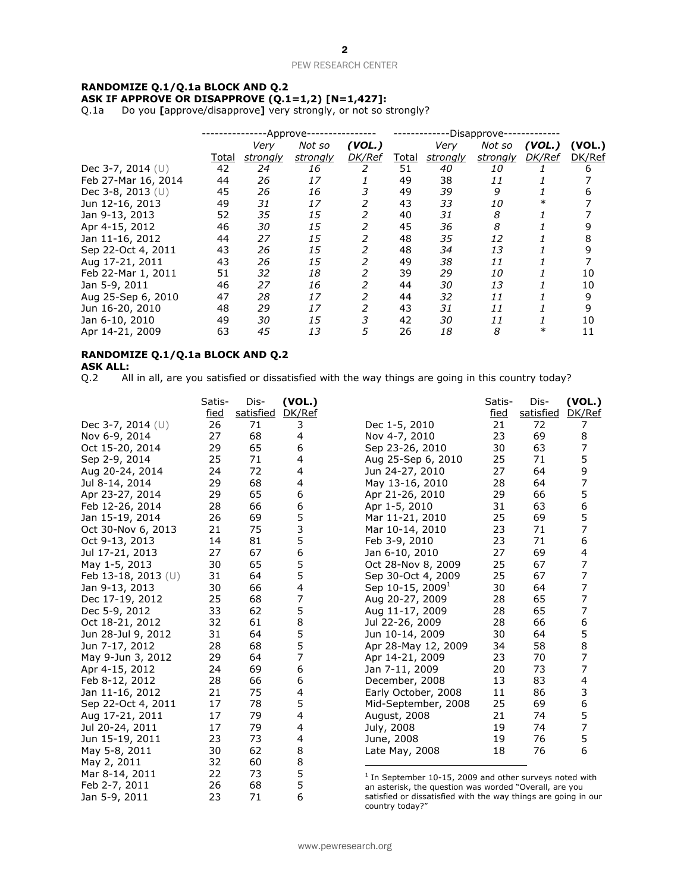**RANDOMIZE Q.1/Q.1a BLOCK AND Q.2**
**ASK IF APPROVE OR DISAPPROVE (Q.1=1,2) [N=1,427]:**
Q.1a Do you **[**approve/disapprove**]** very strongly, or not so strongly?

| | ---Approve--- | | | | ---Disapprove--- | | | | |
|---|---|---|---|---|---|---|---|---|---|
| | Total | *Very strongly* | *Not so strongly* | ***(VOL.)*** *DK/Ref* | Total | *Very strongly* | *Not so strongly* | ***(VOL.)*** *DK/Ref* | **(VOL.)** DK/Ref |
| Dec 3-7, 2014 (U) | 42 | *24* | *16* | *2* | 51 | *40* | *10* | *1* | 6 |
| Feb 27-Mar 16, 2014 | 44 | *26* | *17* | *1* | 49 | *38* | *11* | *1* | 7 |
| Dec 3-8, 2013 (U) | 45 | *26* | *16* | *3* | 49 | *39* | *9* | *1* | 6 |
| Jun 12-16, 2013 | 49 | *31* | *17* | *2* | 43 | *33* | *10* | *** | 7 |
| Jan 9-13, 2013 | 52 | *35* | *15* | *2* | 40 | *31* | *8* | *1* | 7 |
| Apr 4-15, 2012 | 46 | *30* | *15* | *2* | 45 | *36* | *8* | *1* | 9 |
| Jan 11-16, 2012 | 44 | *27* | *15* | *2* | 48 | *35* | *12* | *1* | 8 |
| Sep 22-Oct 4, 2011 | 43 | *26* | *15* | *2* | 48 | *34* | *13* | *1* | 9 |
| Aug 17-21, 2011 | 43 | *26* | *15* | *2* | 49 | *38* | *11* | *1* | 7 |
| Feb 22-Mar 1, 2011 | 51 | *32* | *18* | *2* | 39 | *29* | *10* | *1* | 10 |
| Jan 5-9, 2011 | 46 | *27* | *16* | *2* | 44 | *30* | *13* | *1* | 10 |
| Aug 25-Sep 6, 2010 | 47 | *28* | *17* | *2* | 44 | *32* | *11* | *1* | 9 |
| Jun 16-20, 2010 | 48 | *29* | *17* | *2* | 43 | *31* | *11* | *1* | 9 |
| Jan 6-10, 2010 | 49 | *30* | *15* | *3* | 42 | *30* | *11* | *1* | 10 |
| Apr 14-21, 2009 | 63 | *45* | *13* | *5* | 26 | *18* | *8* | *** | 11 |

**RANDOMIZE Q.1/Q.1a BLOCK AND Q.2**
**ASK ALL:**
Q.2 All in all, are you satisfied or dissatisfied with the way things are going in this country today?

| | Satis-fied | Dis-satisfied | **(VOL.)** DK/Ref |
|---|---|---|---|
| Dec 3-7, 2014 (U) | 26 | 71 | 3 |
| Nov 6-9, 2014 | 27 | 68 | 4 |
| Oct 15-20, 2014 | 29 | 65 | 6 |
| Sep 2-9, 2014 | 25 | 71 | 4 |
| Aug 20-24, 2014 | 24 | 72 | 4 |
| Jul 8-14, 2014 | 29 | 68 | 4 |
| Apr 23-27, 2014 | 29 | 65 | 6 |
| Feb 12-26, 2014 | 28 | 66 | 6 |
| Jan 15-19, 2014 | 26 | 69 | 5 |
| Oct 30-Nov 6, 2013 | 21 | 75 | 3 |
| Oct 9-13, 2013 | 14 | 81 | 5 |
| Jul 17-21, 2013 | 27 | 67 | 6 |
| May 1-5, 2013 | 30 | 65 | 5 |
| Feb 13-18, 2013 (U) | 31 | 64 | 5 |
| Jan 9-13, 2013 | 30 | 66 | 4 |
| Dec 17-19, 2012 | 25 | 68 | 7 |
| Dec 5-9, 2012 | 33 | 62 | 5 |
| Oct 18-21, 2012 | 32 | 61 | 8 |
| Jun 28-Jul 9, 2012 | 31 | 64 | 5 |
| Jun 7-17, 2012 | 28 | 68 | 5 |
| May 9-Jun 3, 2012 | 29 | 64 | 7 |
| Apr 4-15, 2012 | 24 | 69 | 6 |
| Feb 8-12, 2012 | 28 | 66 | 6 |
| Jan 11-16, 2012 | 21 | 75 | 4 |
| Sep 22-Oct 4, 2011 | 17 | 78 | 5 |
| Aug 17-21, 2011 | 17 | 79 | 4 |
| Jul 20-24, 2011 | 17 | 79 | 4 |
| Jun 15-19, 2011 | 23 | 73 | 4 |
| May 5-8, 2011 | 30 | 62 | 8 |
| May 2, 2011 | 32 | 60 | 8 |
| Mar 8-14, 2011 | 22 | 73 | 5 |
| Feb 2-7, 2011 | 26 | 68 | 5 |
| Jan 5-9, 2011 | 23 | 71 | 6 |
| Dec 1-5, 2010 | 21 | 72 | 7 |
| Nov 4-7, 2010 | 23 | 69 | 8 |
| Sep 23-26, 2010 | 30 | 63 | 7 |
| Aug 25-Sep 6, 2010 | 25 | 71 | 5 |
| Jun 24-27, 2010 | 27 | 64 | 9 |
| May 13-16, 2010 | 28 | 64 | 7 |
| Apr 21-26, 2010 | 29 | 66 | 5 |
| Apr 1-5, 2010 | 31 | 63 | 6 |
| Mar 11-21, 2010 | 25 | 69 | 5 |
| Mar 10-14, 2010 | 23 | 71 | 7 |
| Feb 3-9, 2010 | 23 | 71 | 6 |
| Jan 6-10, 2010 | 27 | 69 | 4 |
| Oct 28-Nov 8, 2009 | 25 | 67 | 7 |
| Sep 30-Oct 4, 2009 | 25 | 67 | 7 |
| Sep 10-15, 2009[1] | 30 | 64 | 7 |
| Aug 20-27, 2009 | 28 | 65 | 7 |
| Aug 11-17, 2009 | 28 | 65 | 7 |
| Jul 22-26, 2009 | 28 | 66 | 6 |
| Jun 10-14, 2009 | 30 | 64 | 5 |
| Apr 28-May 12, 2009 | 34 | 58 | 8 |
| Apr 14-21, 2009 | 23 | 70 | 7 |
| Jan 7-11, 2009 | 20 | 73 | 7 |
| December, 2008 | 13 | 83 | 4 |
| Early October, 2008 | 11 | 86 | 3 |
| Mid-September, 2008 | 25 | 69 | 6 |
| August, 2008 | 21 | 74 | 5 |
| July, 2008 | 19 | 74 | 7 |
| June, 2008 | 19 | 76 | 5 |
| Late May, 2008 | 18 | 76 | 6 |

[1] In September 10-15, 2009 and other surveys noted with an asterisk, the question was worded "Overall, are you satisfied or dissatisfied with the way things are going in our country today?"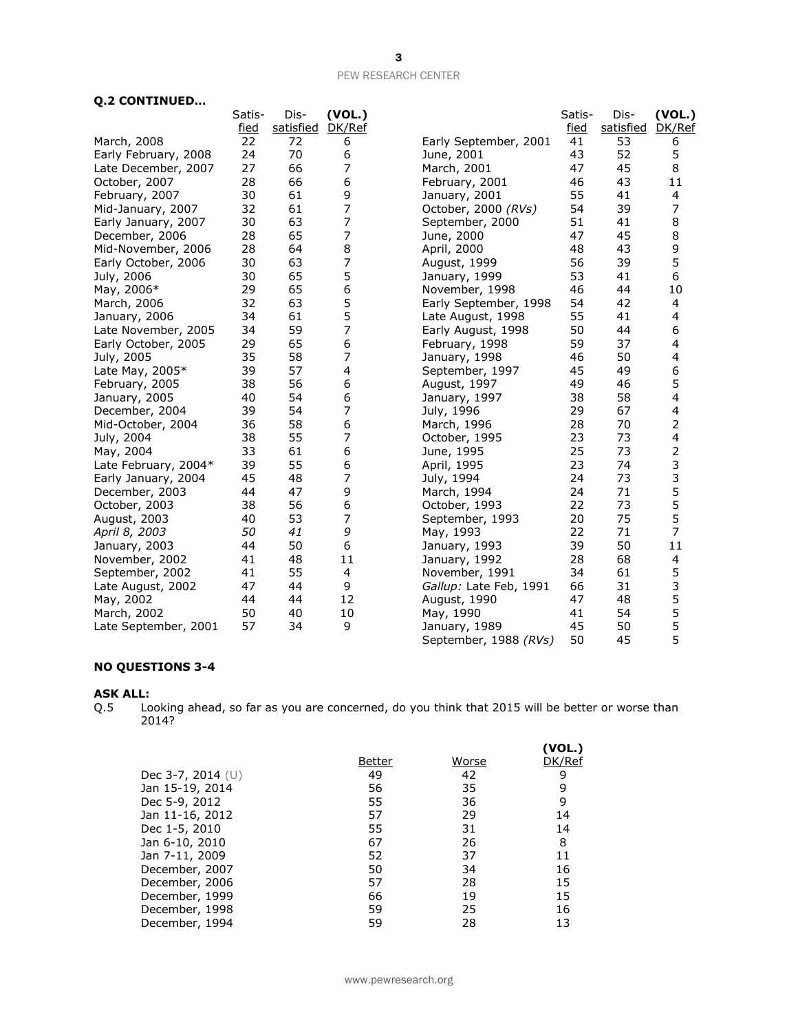**Q.2 CONTINUED…**

| | Satis-fied | Dis-satisfied | (VOL.) DK/Ref |
|---|---|---|---|
| March, 2008 | 22 | 72 | 6 |
| Early February, 2008 | 24 | 70 | 6 |
| Late December, 2007 | 27 | 66 | 7 |
| October, 2007 | 28 | 66 | 6 |
| February, 2007 | 30 | 61 | 9 |
| Mid-January, 2007 | 32 | 61 | 7 |
| Early January, 2007 | 30 | 63 | 7 |
| December, 2006 | 28 | 65 | 7 |
| Mid-November, 2006 | 28 | 64 | 8 |
| Early October, 2006 | 30 | 63 | 7 |
| July, 2006 | 30 | 65 | 5 |
| May, 2006* | 29 | 65 | 6 |
| March, 2006 | 32 | 63 | 5 |
| January, 2006 | 34 | 61 | 5 |
| Late November, 2005 | 34 | 59 | 7 |
| Early October, 2005 | 29 | 65 | 6 |
| July, 2005 | 35 | 58 | 7 |
| Late May, 2005* | 39 | 57 | 4 |
| February, 2005 | 38 | 56 | 6 |
| January, 2005 | 40 | 54 | 6 |
| December, 2004 | 39 | 54 | 7 |
| Mid-October, 2004 | 36 | 58 | 6 |
| July, 2004 | 38 | 55 | 7 |
| May, 2004 | 33 | 61 | 6 |
| Late February, 2004* | 39 | 55 | 6 |
| Early January, 2004 | 45 | 48 | 7 |
| December, 2003 | 44 | 47 | 9 |
| October, 2003 | 38 | 56 | 6 |
| August, 2003 | 40 | 53 | 7 |
| *April 8, 2003* | *50* | *41* | *9* |
| January, 2003 | 44 | 50 | 6 |
| November, 2002 | 41 | 48 | 11 |
| September, 2002 | 41 | 55 | 4 |
| Late August, 2002 | 47 | 44 | 9 |
| May, 2002 | 44 | 44 | 12 |
| March, 2002 | 50 | 40 | 10 |
| Late September, 2001 | 57 | 34 | 9 |
| Early September, 2001 | 41 | 53 | 6 |
| June, 2001 | 43 | 52 | 5 |
| March, 2001 | 47 | 45 | 8 |
| February, 2001 | 46 | 43 | 11 |
| January, 2001 | 55 | 41 | 4 |
| October, 2000 *(RVs)* | 54 | 39 | 7 |
| September, 2000 | 51 | 41 | 8 |
| June, 2000 | 47 | 45 | 8 |
| April, 2000 | 48 | 43 | 9 |
| August, 1999 | 56 | 39 | 5 |
| January, 1999 | 53 | 41 | 6 |
| November, 1998 | 46 | 44 | 10 |
| Early September, 1998 | 54 | 42 | 4 |
| Late August, 1998 | 55 | 41 | 4 |
| Early August, 1998 | 50 | 44 | 6 |
| February, 1998 | 59 | 37 | 4 |
| January, 1998 | 46 | 50 | 4 |
| September, 1997 | 45 | 49 | 6 |
| August, 1997 | 49 | 46 | 5 |
| January, 1997 | 38 | 58 | 4 |
| July, 1996 | 29 | 67 | 4 |
| March, 1996 | 28 | 70 | 2 |
| October, 1995 | 23 | 73 | 4 |
| June, 1995 | 25 | 73 | 2 |
| April, 1995 | 23 | 74 | 3 |
| July, 1994 | 24 | 73 | 3 |
| March, 1994 | 24 | 71 | 5 |
| October, 1993 | 22 | 73 | 5 |
| September, 1993 | 20 | 75 | 5 |
| May, 1993 | 22 | 71 | 7 |
| January, 1993 | 39 | 50 | 11 |
| January, 1992 | 28 | 68 | 4 |
| November, 1991 | 34 | 61 | 5 |
| *Gallup:* Late Feb, 1991 | 66 | 31 | 3 |
| August, 1990 | 47 | 48 | 5 |
| May, 1990 | 41 | 54 | 5 |
| January, 1989 | 45 | 50 | 5 |
| September, 1988 *(RVs)* | 50 | 45 | 5 |

**NO QUESTIONS 3-4**

**ASK ALL:**

Q.5 Looking ahead, so far as you are concerned, do you think that 2015 will be better or worse than 2014?

| | Better | Worse | (VOL.) DK/Ref |
|---|---|---|---|
| Dec 3-7, 2014 (U) | 49 | 42 | 9 |
| Jan 15-19, 2014 | 56 | 35 | 9 |
| Dec 5-9, 2012 | 55 | 36 | 9 |
| Jan 11-16, 2012 | 57 | 29 | 14 |
| Dec 1-5, 2010 | 55 | 31 | 14 |
| Jan 6-10, 2010 | 67 | 26 | 8 |
| Jan 7-11, 2009 | 52 | 37 | 11 |
| December, 2007 | 50 | 34 | 16 |
| December, 2006 | 57 | 28 | 15 |
| December, 1999 | 66 | 19 | 15 |
| December, 1998 | 59 | 25 | 16 |
| December, 1994 | 59 | 28 | 13 |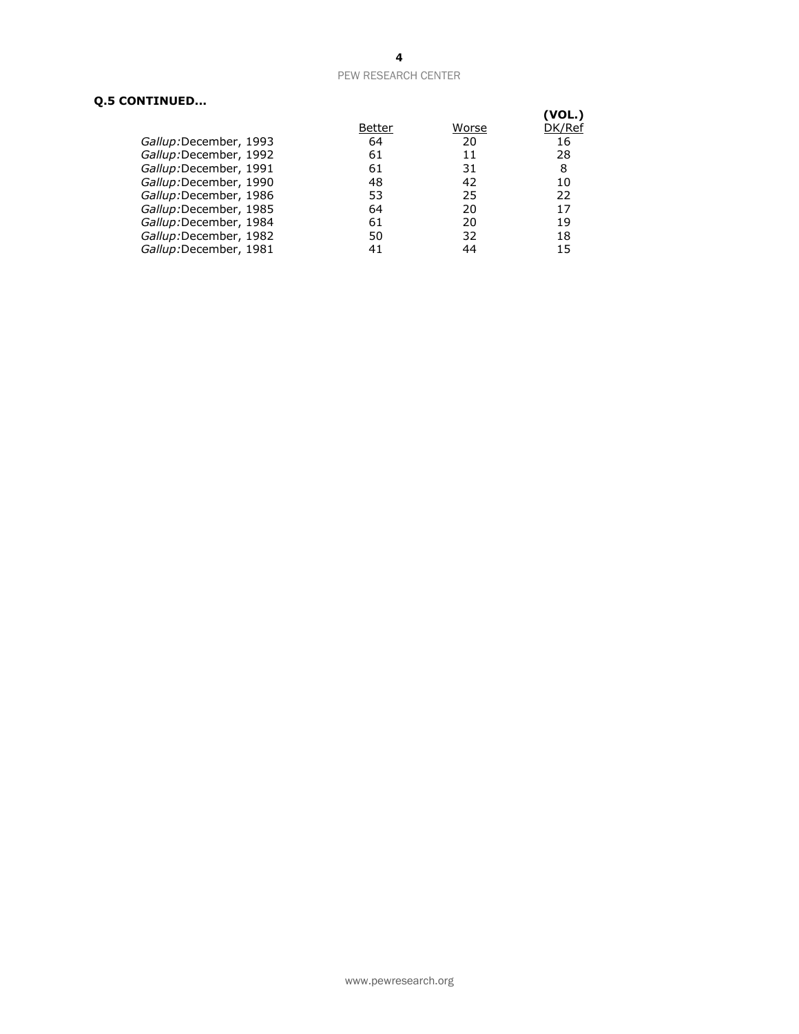**Q.5 CONTINUED...**

| | Better | Worse | (VOL.) DK/Ref |
|---|---|---|---|
| *Gallup:*December, 1993 | 64 | 20 | 16 |
| *Gallup:*December, 1992 | 61 | 11 | 28 |
| *Gallup:*December, 1991 | 61 | 31 | 8 |
| *Gallup:*December, 1990 | 48 | 42 | 10 |
| *Gallup:*December, 1986 | 53 | 25 | 22 |
| *Gallup:*December, 1985 | 64 | 20 | 17 |
| *Gallup:*December, 1984 | 61 | 20 | 19 |
| *Gallup:*December, 1982 | 50 | 32 | 18 |
| *Gallup:*December, 1981 | 41 | 44 | 15 |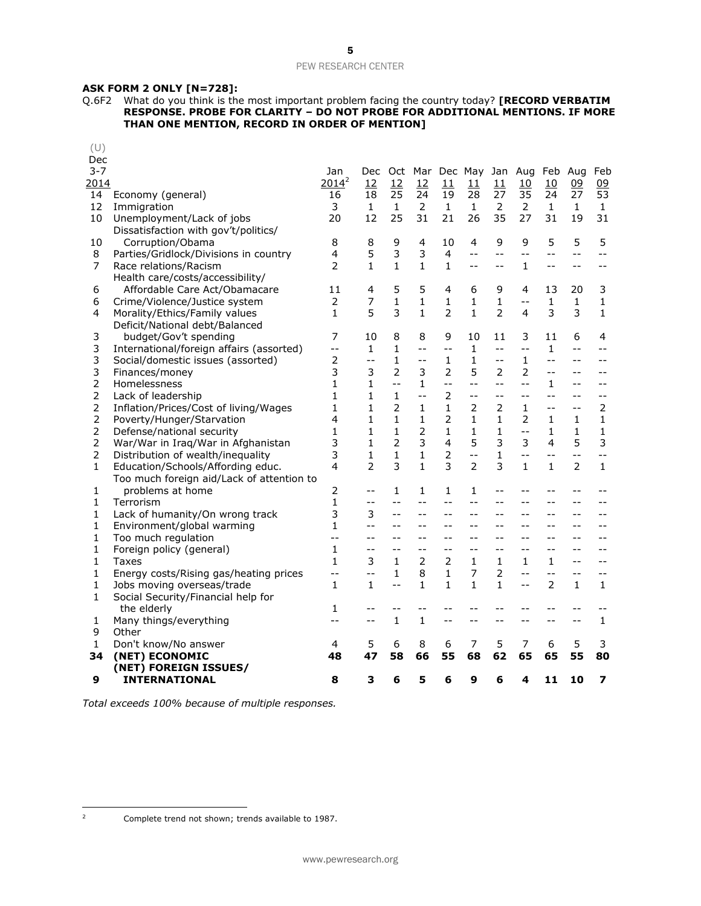**ASK FORM 2 ONLY [N=728]:**

Q.6F2 What do you think is the most important problem facing the country today? **[RECORD VERBATIM RESPONSE. PROBE FOR CLARITY – DO NOT PROBE FOR ADDITIONAL MENTIONS. IF MORE THAN ONE MENTION, RECORD IN ORDER OF MENTION]**

| (U) Dec 3-7 2014 | | Jan 2014[2] | Dec 12 | Oct 12 | Mar 12 | Dec 11 | May 11 | Jan 11 | Aug 10 | Feb 10 | Aug 09 | Feb 09 |
|---|---|---|---|---|---|---|---|---|---|---|---|---|
| 14 | Economy (general) | 16 | 18 | 25 | 24 | 19 | 28 | 27 | 35 | 24 | 27 | 53 |
| 12 | Immigration | 3 | 1 | 1 | 2 | 1 | 1 | 2 | 2 | 1 | 1 | 1 |
| 10 | Unemployment/Lack of jobs | 20 | 12 | 25 | 31 | 21 | 26 | 35 | 27 | 31 | 19 | 31 |
| 10 | Dissatisfaction with gov't/politics/ Corruption/Obama | 8 | 8 | 9 | 4 | 10 | 4 | 9 | 9 | 5 | 5 | 5 |
| 8 | Parties/Gridlock/Divisions in country | 4 | 5 | 3 | 3 | 4 | -- | -- | -- | -- | -- | -- |
| 7 | Race relations/Racism | 2 | 1 | 1 | 1 | 1 | -- | -- | 1 | -- | -- | -- |
| 6 | Health care/costs/accessibility/ Affordable Care Act/Obamacare | 11 | 4 | 5 | 5 | 4 | 6 | 9 | 4 | 13 | 20 | 3 |
| 6 | Crime/Violence/Justice system | 2 | 7 | 1 | 1 | 1 | 1 | 1 | -- | 1 | 1 | 1 |
| 4 | Morality/Ethics/Family values | 1 | 5 | 3 | 1 | 2 | 1 | 2 | 4 | 3 | 3 | 1 |
| 3 | Deficit/National debt/Balanced budget/Gov't spending | 7 | 10 | 8 | 8 | 9 | 10 | 11 | 3 | 11 | 6 | 4 |
| 3 | International/foreign affairs (assorted) | -- | 1 | 1 | -- | -- | 1 | -- | -- | 1 | -- | -- |
| 3 | Social/domestic issues (assorted) | 2 | -- | 1 | -- | 1 | 1 | -- | 1 | -- | -- | -- |
| 3 | Finances/money | 3 | 3 | 2 | 3 | 2 | 5 | 2 | 2 | -- | -- | -- |
| 2 | Homelessness | 1 | 1 | -- | 1 | -- | -- | -- | -- | 1 | -- | -- |
| 2 | Lack of leadership | 1 | 1 | 1 | -- | 2 | -- | -- | -- | -- | -- | -- |
| 2 | Inflation/Prices/Cost of living/Wages | 1 | 1 | 2 | 1 | 1 | 2 | 2 | 1 | -- | -- | 2 |
| 2 | Poverty/Hunger/Starvation | 4 | 1 | 1 | 1 | 2 | 1 | 1 | 2 | 1 | 1 | 1 |
| 2 | Defense/national security | 1 | 1 | 1 | 2 | 1 | 1 | 1 | -- | 1 | 1 | 1 |
| 2 | War/War in Iraq/War in Afghanistan | 3 | 1 | 2 | 3 | 4 | 5 | 3 | 3 | 4 | 5 | 3 |
| 2 | Distribution of wealth/inequality | 3 | 1 | 1 | 1 | 2 | -- | 1 | -- | -- | -- | -- |
| 1 | Education/Schools/Affording educ. | 4 | 2 | 3 | 1 | 3 | 2 | 3 | 1 | 1 | 2 | 1 |
| 1 | Too much foreign aid/Lack of attention to problems at home | 2 | -- | 1 | 1 | 1 | 1 | -- | -- | -- | -- | -- |
| 1 | Terrorism | 1 | -- | -- | -- | -- | -- | -- | -- | -- | -- | -- |
| 1 | Lack of humanity/On wrong track | 3 | 3 | -- | -- | -- | -- | -- | -- | -- | -- | -- |
| 1 | Environment/global warming | 1 | -- | -- | -- | -- | -- | -- | -- | -- | -- | -- |
| 1 | Too much regulation | -- | -- | -- | -- | -- | -- | -- | -- | -- | -- | -- |
| 1 | Foreign policy (general) | 1 | -- | -- | -- | -- | -- | -- | -- | -- | -- | -- |
| 1 | Taxes | 1 | 3 | 1 | 2 | 2 | 1 | 1 | 1 | 1 | -- | -- |
| 1 | Energy costs/Rising gas/heating prices | -- | -- | 1 | 8 | 1 | 7 | 2 | -- | -- | -- | -- |
| 1 | Jobs moving overseas/trade | 1 | 1 | -- | 1 | 1 | 1 | 1 | -- | 2 | 1 | 1 |
| 1 | Social Security/Financial help for the elderly | 1 | -- | -- | -- | -- | -- | -- | -- | -- | -- | -- |
| 1 | Many things/everything | -- | -- | 1 | 1 | -- | -- | -- | -- | -- | -- | 1 |
| 9 | Other | | | | | | | | | | | |
| 1 | Don't know/No answer | 4 | 5 | 6 | 8 | 6 | 7 | 5 | 7 | 6 | 5 | 3 |
| **34** | **(NET) ECONOMIC** | **48** | **47** | **58** | **66** | **55** | **68** | **62** | **65** | **65** | **55** | **80** |
| **9** | **(NET) FOREIGN ISSUES/ INTERNATIONAL** | **8** | **3** | **6** | **5** | **6** | **9** | **6** | **4** | **11** | **10** | **7** |

*Total exceeds 100% because of multiple responses.*

[2] Complete trend not shown; trends available to 1987.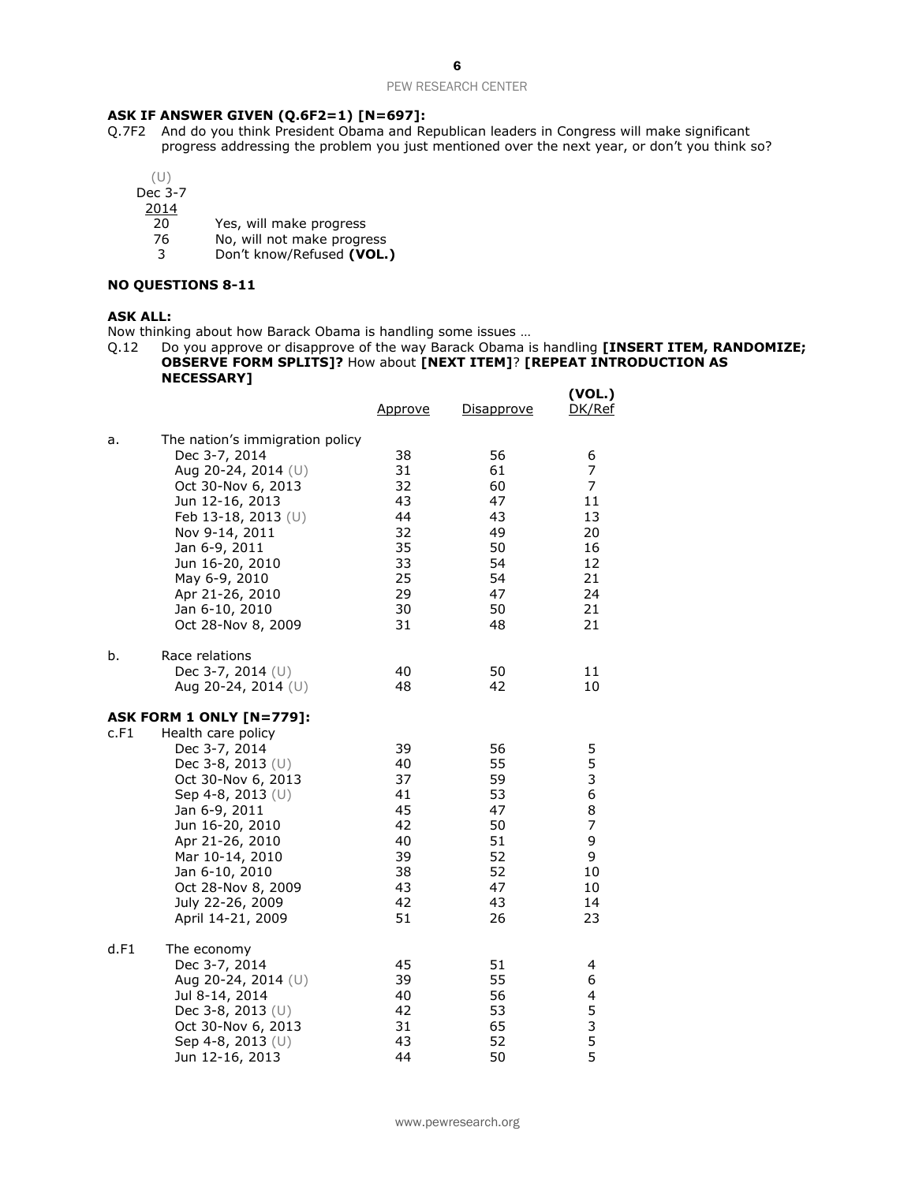**ASK IF ANSWER GIVEN (Q.6F2=1) [N=697]:**

Q.7F2 And do you think President Obama and Republican leaders in Congress will make significant progress addressing the problem you just mentioned over the next year, or don't you think so?

| (U) Dec 3-7 2014 | |
|---|---|
| 20 | Yes, will make progress |
| 76 | No, will not make progress |
| 3 | Don't know/Refused **(VOL.)** |

**NO QUESTIONS 8-11**

**ASK ALL:**

Now thinking about how Barack Obama is handling some issues …

Q.12 Do you approve or disapprove of the way Barack Obama is handling **[INSERT ITEM, RANDOMIZE; OBSERVE FORM SPLITS]?** How about **[NEXT ITEM]**? **[REPEAT INTRODUCTION AS NECESSARY]**

| | | Approve | Disapprove | (VOL.) DK/Ref |
|---|---|---|---|---|
| a. | The nation's immigration policy | | | |
| | Dec 3-7, 2014 | 38 | 56 | 6 |
| | Aug 20-24, 2014 (U) | 31 | 61 | 7 |
| | Oct 30-Nov 6, 2013 | 32 | 60 | 7 |
| | Jun 12-16, 2013 | 43 | 47 | 11 |
| | Feb 13-18, 2013 (U) | 44 | 43 | 13 |
| | Nov 9-14, 2011 | 32 | 49 | 20 |
| | Jan 6-9, 2011 | 35 | 50 | 16 |
| | Jun 16-20, 2010 | 33 | 54 | 12 |
| | May 6-9, 2010 | 25 | 54 | 21 |
| | Apr 21-26, 2010 | 29 | 47 | 24 |
| | Jan 6-10, 2010 | 30 | 50 | 21 |
| | Oct 28-Nov 8, 2009 | 31 | 48 | 21 |
| b. | Race relations | | | |
| | Dec 3-7, 2014 (U) | 40 | 50 | 11 |
| | Aug 20-24, 2014 (U) | 48 | 42 | 10 |
| | **ASK FORM 1 ONLY [N=779]:** | | | |
| c.F1 | Health care policy | | | |
| | Dec 3-7, 2014 | 39 | 56 | 5 |
| | Dec 3-8, 2013 (U) | 40 | 55 | 5 |
| | Oct 30-Nov 6, 2013 | 37 | 59 | 3 |
| | Sep 4-8, 2013 (U) | 41 | 53 | 6 |
| | Jan 6-9, 2011 | 45 | 47 | 8 |
| | Jun 16-20, 2010 | 42 | 50 | 7 |
| | Apr 21-26, 2010 | 40 | 51 | 9 |
| | Mar 10-14, 2010 | 39 | 52 | 9 |
| | Jan 6-10, 2010 | 38 | 52 | 10 |
| | Oct 28-Nov 8, 2009 | 43 | 47 | 10 |
| | July 22-26, 2009 | 42 | 43 | 14 |
| | April 14-21, 2009 | 51 | 26 | 23 |
| d.F1 | The economy | | | |
| | Dec 3-7, 2014 | 45 | 51 | 4 |
| | Aug 20-24, 2014 (U) | 39 | 55 | 6 |
| | Jul 8-14, 2014 | 40 | 56 | 4 |
| | Dec 3-8, 2013 (U) | 42 | 53 | 5 |
| | Oct 30-Nov 6, 2013 | 31 | 65 | 3 |
| | Sep 4-8, 2013 (U) | 43 | 52 | 5 |
| | Jun 12-16, 2013 | 44 | 50 | 5 |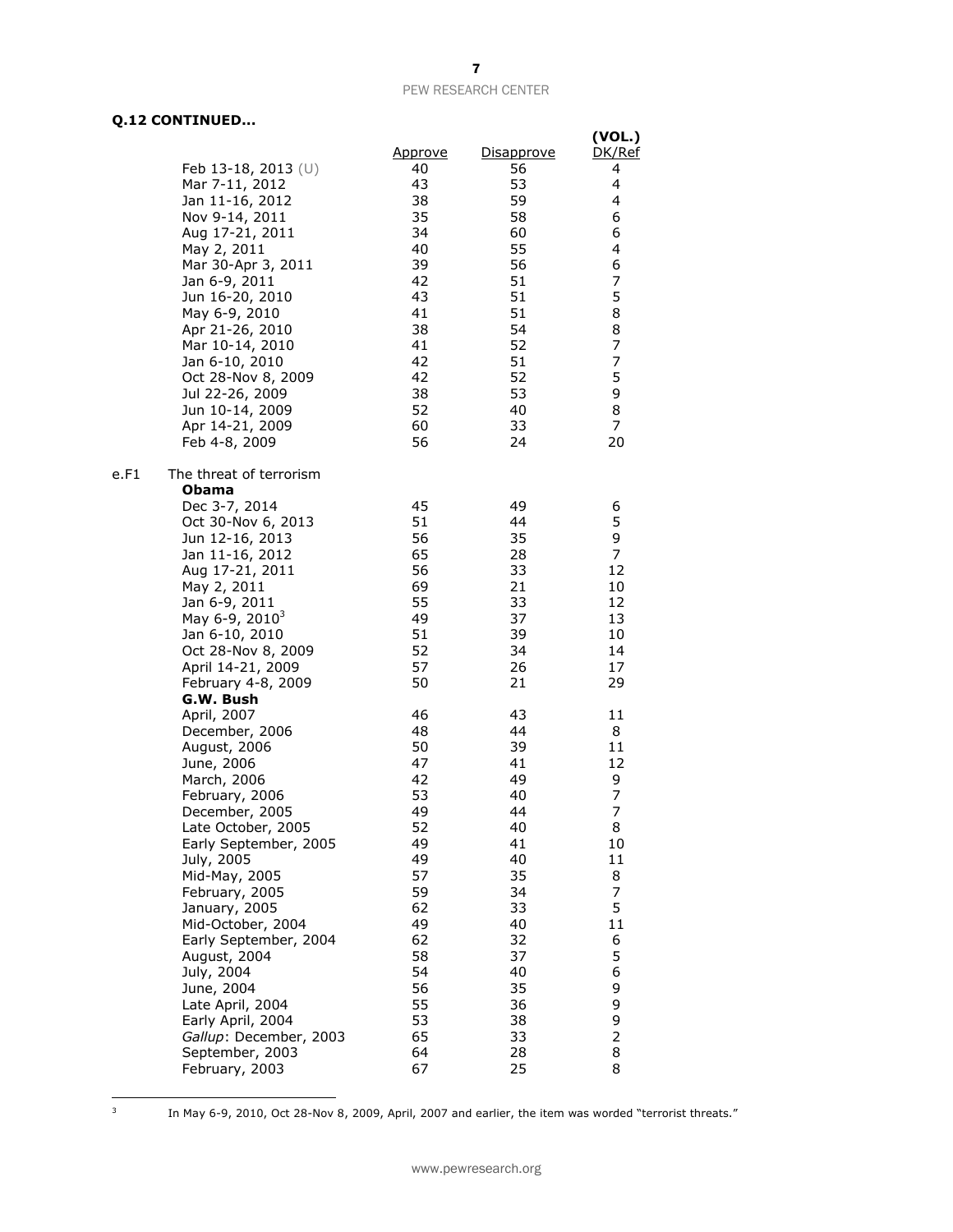**Q.12 CONTINUED…**

| | | Approve | Disapprove | (VOL.) DK/Ref |
|---|---|---|---|---|
| | Feb 13-18, 2013 (U) | 40 | 56 | 4 |
| | Mar 7-11, 2012 | 43 | 53 | 4 |
| | Jan 11-16, 2012 | 38 | 59 | 4 |
| | Nov 9-14, 2011 | 35 | 58 | 6 |
| | Aug 17-21, 2011 | 34 | 60 | 6 |
| | May 2, 2011 | 40 | 55 | 4 |
| | Mar 30-Apr 3, 2011 | 39 | 56 | 6 |
| | Jan 6-9, 2011 | 42 | 51 | 7 |
| | Jun 16-20, 2010 | 43 | 51 | 5 |
| | May 6-9, 2010 | 41 | 51 | 8 |
| | Apr 21-26, 2010 | 38 | 54 | 8 |
| | Mar 10-14, 2010 | 41 | 52 | 7 |
| | Jan 6-10, 2010 | 42 | 51 | 7 |
| | Oct 28-Nov 8, 2009 | 42 | 52 | 5 |
| | Jul 22-26, 2009 | 38 | 53 | 9 |
| | Jun 10-14, 2009 | 52 | 40 | 8 |
| | Apr 14-21, 2009 | 60 | 33 | 7 |
| | Feb 4-8, 2009 | 56 | 24 | 20 |
| e.F1 | The threat of terrorism | | | |
| | **Obama** | | | |
| | Dec 3-7, 2014 | 45 | 49 | 6 |
| | Oct 30-Nov 6, 2013 | 51 | 44 | 5 |
| | Jun 12-16, 2013 | 56 | 35 | 9 |
| | Jan 11-16, 2012 | 65 | 28 | 7 |
| | Aug 17-21, 2011 | 56 | 33 | 12 |
| | May 2, 2011 | 69 | 21 | 10 |
| | Jan 6-9, 2011 | 55 | 33 | 12 |
| | May 6-9, 2010[3] | 49 | 37 | 13 |
| | Jan 6-10, 2010 | 51 | 39 | 10 |
| | Oct 28-Nov 8, 2009 | 52 | 34 | 14 |
| | April 14-21, 2009 | 57 | 26 | 17 |
| | February 4-8, 2009 | 50 | 21 | 29 |
| | **G.W. Bush** | | | |
| | April, 2007 | 46 | 43 | 11 |
| | December, 2006 | 48 | 44 | 8 |
| | August, 2006 | 50 | 39 | 11 |
| | June, 2006 | 47 | 41 | 12 |
| | March, 2006 | 42 | 49 | 9 |
| | February, 2006 | 53 | 40 | 7 |
| | December, 2005 | 49 | 44 | 7 |
| | Late October, 2005 | 52 | 40 | 8 |
| | Early September, 2005 | 49 | 41 | 10 |
| | July, 2005 | 49 | 40 | 11 |
| | Mid-May, 2005 | 57 | 35 | 8 |
| | February, 2005 | 59 | 34 | 7 |
| | January, 2005 | 62 | 33 | 5 |
| | Mid-October, 2004 | 49 | 40 | 11 |
| | Early September, 2004 | 62 | 32 | 6 |
| | August, 2004 | 58 | 37 | 5 |
| | July, 2004 | 54 | 40 | 6 |
| | June, 2004 | 56 | 35 | 9 |
| | Late April, 2004 | 55 | 36 | 9 |
| | Early April, 2004 | 53 | 38 | 9 |
| | *Gallup*: December, 2003 | 65 | 33 | 2 |
| | September, 2003 | 64 | 28 | 8 |
| | February, 2003 | 67 | 25 | 8 |

[3] In May 6-9, 2010, Oct 28-Nov 8, 2009, April, 2007 and earlier, the item was worded "terrorist threats."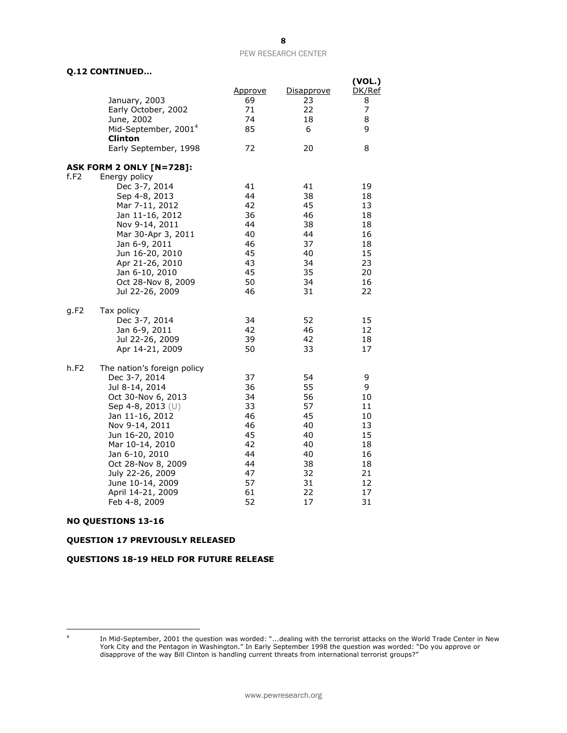**Q.12 CONTINUED…**

| | | Approve | Disapprove | (VOL.) DK/Ref |
|---|---|---|---|---|
| | January, 2003 | 69 | 23 | 8 |
| | Early October, 2002 | 71 | 22 | 7 |
| | June, 2002 | 74 | 18 | 8 |
| | Mid-September, 2001[4] | 85 | 6 | 9 |
| | **Clinton** | | | |
| | Early September, 1998 | 72 | 20 | 8 |
| **ASK FORM 2 ONLY [N=728]:** | | | | |
| f.F2 | Energy policy | | | |
| | Dec 3-7, 2014 | 41 | 41 | 19 |
| | Sep 4-8, 2013 | 44 | 38 | 18 |
| | Mar 7-11, 2012 | 42 | 45 | 13 |
| | Jan 11-16, 2012 | 36 | 46 | 18 |
| | Nov 9-14, 2011 | 44 | 38 | 18 |
| | Mar 30-Apr 3, 2011 | 40 | 44 | 16 |
| | Jan 6-9, 2011 | 46 | 37 | 18 |
| | Jun 16-20, 2010 | 45 | 40 | 15 |
| | Apr 21-26, 2010 | 43 | 34 | 23 |
| | Jan 6-10, 2010 | 45 | 35 | 20 |
| | Oct 28-Nov 8, 2009 | 50 | 34 | 16 |
| | Jul 22-26, 2009 | 46 | 31 | 22 |
| g.F2 | Tax policy | | | |
| | Dec 3-7, 2014 | 34 | 52 | 15 |
| | Jan 6-9, 2011 | 42 | 46 | 12 |
| | Jul 22-26, 2009 | 39 | 42 | 18 |
| | Apr 14-21, 2009 | 50 | 33 | 17 |
| h.F2 | The nation's foreign policy | | | |
| | Dec 3-7, 2014 | 37 | 54 | 9 |
| | Jul 8-14, 2014 | 36 | 55 | 9 |
| | Oct 30-Nov 6, 2013 | 34 | 56 | 10 |
| | Sep 4-8, 2013 (U) | 33 | 57 | 11 |
| | Jan 11-16, 2012 | 46 | 45 | 10 |
| | Nov 9-14, 2011 | 46 | 40 | 13 |
| | Jun 16-20, 2010 | 45 | 40 | 15 |
| | Mar 10-14, 2010 | 42 | 40 | 18 |
| | Jan 6-10, 2010 | 44 | 40 | 16 |
| | Oct 28-Nov 8, 2009 | 44 | 38 | 18 |
| | July 22-26, 2009 | 47 | 32 | 21 |
| | June 10-14, 2009 | 57 | 31 | 12 |
| | April 14-21, 2009 | 61 | 22 | 17 |
| | Feb 4-8, 2009 | 52 | 17 | 31 |

**NO QUESTIONS 13-16**

**QUESTION 17 PREVIOUSLY RELEASED**

**QUESTIONS 18-19 HELD FOR FUTURE RELEASE**

[4] In Mid-September, 2001 the question was worded: "...dealing with the terrorist attacks on the World Trade Center in New York City and the Pentagon in Washington." In Early September 1998 the question was worded: "Do you approve or disapprove of the way Bill Clinton is handling current threats from international terrorist groups?"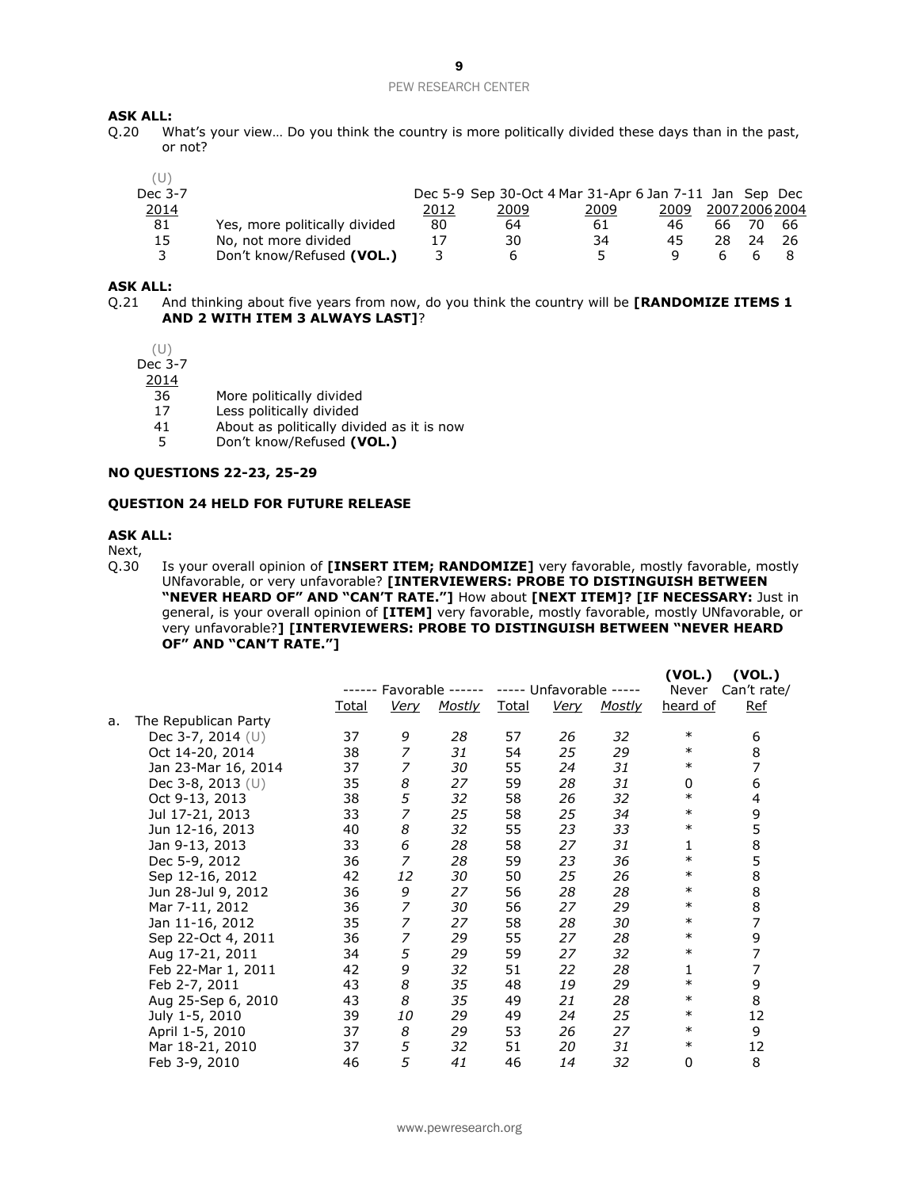**ASK ALL:**

Q.20 What's your view… Do you think the country is more politically divided these days than in the past, or not?

| (U) Dec 3-7 2014 | | Dec 5-9 2012 | Sep 30-Oct 4 2009 | Mar 31-Apr 6 2009 | Jan 7-11 2009 | Jan 2007 | Sep 2006 | Dec 2004 |
|---|---|---|---|---|---|---|---|---|
| 81 | Yes, more politically divided | 80 | 64 | 61 | 46 | 66 | 70 | 66 |
| 15 | No, not more divided | 17 | 30 | 34 | 45 | 28 | 24 | 26 |
| 3 | Don't know/Refused **(VOL.)** | 3 | 6 | 5 | 9 | 6 | 6 | 8 |

**ASK ALL:**

Q.21 And thinking about five years from now, do you think the country will be **[RANDOMIZE ITEMS 1 AND 2 WITH ITEM 3 ALWAYS LAST]**?

| (U) Dec 3-7 2014 | |
|---|---|
| 36 | More politically divided |
| 17 | Less politically divided |
| 41 | About as politically divided as it is now |
| 5 | Don't know/Refused **(VOL.)** |

**NO QUESTIONS 22-23, 25-29**

**QUESTION 24 HELD FOR FUTURE RELEASE**

**ASK ALL:**

Next,

Q.30 Is your overall opinion of **[INSERT ITEM; RANDOMIZE]** very favorable, mostly favorable, mostly UNfavorable, or very unfavorable? **[INTERVIEWERS: PROBE TO DISTINGUISH BETWEEN "NEVER HEARD OF" AND "CAN'T RATE."]** How about **[NEXT ITEM]? [IF NECESSARY:** Just in general, is your overall opinion of **[ITEM]** very favorable, mostly favorable, mostly UNfavorable, or very unfavorable?**] [INTERVIEWERS: PROBE TO DISTINGUISH BETWEEN "NEVER HEARD OF" AND "CAN'T RATE."]**

| | ------ Favorable ------ | | | ----- Unfavorable ----- | | | **(VOL.)** Never | **(VOL.)** Can't rate/ |
|---|---|---|---|---|---|---|---|---|
| | Total | *Very* | *Mostly* | Total | *Very* | *Mostly* | heard of | Ref |
| a. The Republican Party | | | | | | | | |
| Dec 3-7, 2014 (U) | 37 | *9* | *28* | 57 | *26* | *32* | * | 6 |
| Oct 14-20, 2014 | 38 | *7* | *31* | 54 | *25* | *29* | * | 8 |
| Jan 23-Mar 16, 2014 | 37 | *7* | *30* | 55 | *24* | *31* | * | 7 |
| Dec 3-8, 2013 (U) | 35 | *8* | *27* | 59 | *28* | *31* | 0 | 6 |
| Oct 9-13, 2013 | 38 | *5* | *32* | 58 | *26* | *32* | * | 4 |
| Jul 17-21, 2013 | 33 | *7* | *25* | 58 | *25* | *34* | * | 9 |
| Jun 12-16, 2013 | 40 | *8* | *32* | 55 | *23* | *33* | * | 5 |
| Jan 9-13, 2013 | 33 | *6* | *28* | 58 | *27* | *31* | 1 | 8 |
| Dec 5-9, 2012 | 36 | *7* | *28* | 59 | *23* | *36* | * | 5 |
| Sep 12-16, 2012 | 42 | *12* | *30* | 50 | *25* | *26* | * | 8 |
| Jun 28-Jul 9, 2012 | 36 | *9* | *27* | 56 | *28* | *28* | * | 8 |
| Mar 7-11, 2012 | 36 | *7* | *30* | 56 | *27* | *29* | * | 8 |
| Jan 11-16, 2012 | 35 | *7* | *27* | 58 | *28* | *30* | * | 7 |
| Sep 22-Oct 4, 2011 | 36 | *7* | *29* | 55 | *27* | *28* | * | 9 |
| Aug 17-21, 2011 | 34 | *5* | *29* | 59 | *27* | *32* | * | 7 |
| Feb 22-Mar 1, 2011 | 42 | *9* | *32* | 51 | *22* | *28* | 1 | 7 |
| Feb 2-7, 2011 | 43 | *8* | *35* | 48 | *19* | *29* | * | 9 |
| Aug 25-Sep 6, 2010 | 43 | *8* | *35* | 49 | *21* | *28* | * | 8 |
| July 1-5, 2010 | 39 | *10* | *29* | 49 | *24* | *25* | * | 12 |
| April 1-5, 2010 | 37 | *8* | *29* | 53 | *26* | *27* | * | 9 |
| Mar 18-21, 2010 | 37 | *5* | *32* | 51 | *20* | *31* | * | 12 |
| Feb 3-9, 2010 | 46 | *5* | *41* | 46 | *14* | *32* | 0 | 8 |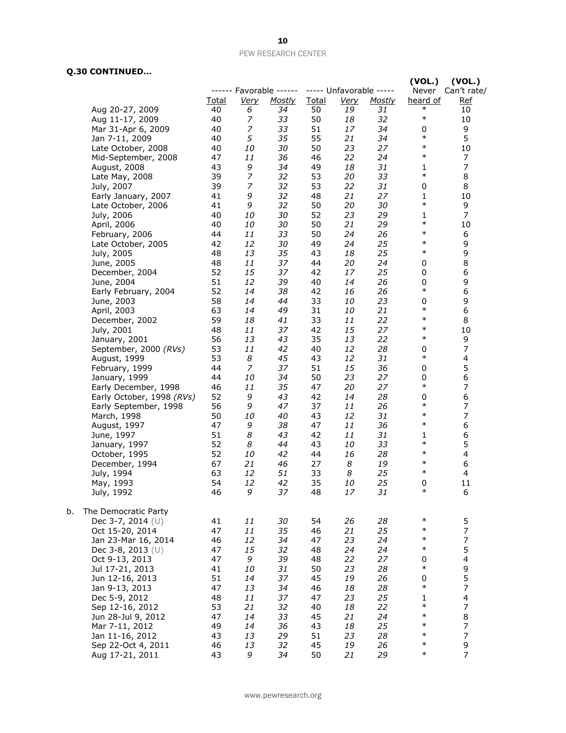**Q.30 CONTINUED…**

| | ------ Favorable ------ | | | ----- Unfavorable ----- | | | (VOL.) Never | (VOL.) Can't rate/ |
|---|---|---|---|---|---|---|---|---|
| | Total | Very | Mostly | Total | Very | Mostly | heard of | Ref |
| Aug 20-27, 2009 | 40 | 6 | 34 | 50 | 19 | 31 | * | 10 |
| Aug 11-17, 2009 | 40 | 7 | 33 | 50 | 18 | 32 | * | 10 |
| Mar 31-Apr 6, 2009 | 40 | 7 | 33 | 51 | 17 | 34 | 0 | 9 |
| Jan 7-11, 2009 | 40 | 5 | 35 | 55 | 21 | 34 | * | 5 |
| Late October, 2008 | 40 | 10 | 30 | 50 | 23 | 27 | * | 10 |
| Mid-September, 2008 | 47 | 11 | 36 | 46 | 22 | 24 | * | 7 |
| August, 2008 | 43 | 9 | 34 | 49 | 18 | 31 | 1 | 7 |
| Late May, 2008 | 39 | 7 | 32 | 53 | 20 | 33 | * | 8 |
| July, 2007 | 39 | 7 | 32 | 53 | 22 | 31 | 0 | 8 |
| Early January, 2007 | 41 | 9 | 32 | 48 | 21 | 27 | 1 | 10 |
| Late October, 2006 | 41 | 9 | 32 | 50 | 20 | 30 | * | 9 |
| July, 2006 | 40 | 10 | 30 | 52 | 23 | 29 | 1 | 7 |
| April, 2006 | 40 | 10 | 30 | 50 | 21 | 29 | * | 10 |
| February, 2006 | 44 | 11 | 33 | 50 | 24 | 26 | * | 6 |
| Late October, 2005 | 42 | 12 | 30 | 49 | 24 | 25 | * | 9 |
| July, 2005 | 48 | 13 | 35 | 43 | 18 | 25 | * | 9 |
| June, 2005 | 48 | 11 | 37 | 44 | 20 | 24 | 0 | 8 |
| December, 2004 | 52 | 15 | 37 | 42 | 17 | 25 | 0 | 6 |
| June, 2004 | 51 | 12 | 39 | 40 | 14 | 26 | 0 | 9 |
| Early February, 2004 | 52 | 14 | 38 | 42 | 16 | 26 | * | 6 |
| June, 2003 | 58 | 14 | 44 | 33 | 10 | 23 | 0 | 9 |
| April, 2003 | 63 | 14 | 49 | 31 | 10 | 21 | * | 6 |
| December, 2002 | 59 | 18 | 41 | 33 | 11 | 22 | * | 8 |
| July, 2001 | 48 | 11 | 37 | 42 | 15 | 27 | * | 10 |
| January, 2001 | 56 | 13 | 43 | 35 | 13 | 22 | * | 9 |
| September, 2000 *(RVs)* | 53 | 11 | 42 | 40 | 12 | 28 | 0 | 7 |
| August, 1999 | 53 | 8 | 45 | 43 | 12 | 31 | * | 4 |
| February, 1999 | 44 | 7 | 37 | 51 | 15 | 36 | 0 | 5 |
| January, 1999 | 44 | 10 | 34 | 50 | 23 | 27 | 0 | 6 |
| Early December, 1998 | 46 | 11 | 35 | 47 | 20 | 27 | * | 7 |
| Early October, 1998 *(RVs)* | 52 | 9 | 43 | 42 | 14 | 28 | 0 | 6 |
| Early September, 1998 | 56 | 9 | 47 | 37 | 11 | 26 | * | 7 |
| March, 1998 | 50 | 10 | 40 | 43 | 12 | 31 | * | 7 |
| August, 1997 | 47 | 9 | 38 | 47 | 11 | 36 | * | 6 |
| June, 1997 | 51 | 8 | 43 | 42 | 11 | 31 | 1 | 6 |
| January, 1997 | 52 | 8 | 44 | 43 | 10 | 33 | * | 5 |
| October, 1995 | 52 | 10 | 42 | 44 | 16 | 28 | * | 4 |
| December, 1994 | 67 | 21 | 46 | 27 | 8 | 19 | * | 6 |
| July, 1994 | 63 | 12 | 51 | 33 | 8 | 25 | * | 4 |
| May, 1993 | 54 | 12 | 42 | 35 | 10 | 25 | 0 | 11 |
| July, 1992 | 46 | 9 | 37 | 48 | 17 | 31 | * | 6 |
| **b. The Democratic Party** | | | | | | | | |
| Dec 3-7, 2014 (U) | 41 | 11 | 30 | 54 | 26 | 28 | * | 5 |
| Oct 15-20, 2014 | 47 | 11 | 35 | 46 | 21 | 25 | * | 7 |
| Jan 23-Mar 16, 2014 | 46 | 12 | 34 | 47 | 23 | 24 | * | 7 |
| Dec 3-8, 2013 (U) | 47 | 15 | 32 | 48 | 24 | 24 | * | 5 |
| Oct 9-13, 2013 | 47 | 9 | 39 | 48 | 22 | 27 | 0 | 4 |
| Jul 17-21, 2013 | 41 | 10 | 31 | 50 | 23 | 28 | * | 9 |
| Jun 12-16, 2013 | 51 | 14 | 37 | 45 | 19 | 26 | 0 | 5 |
| Jan 9-13, 2013 | 47 | 13 | 34 | 46 | 18 | 28 | * | 7 |
| Dec 5-9, 2012 | 48 | 11 | 37 | 47 | 23 | 25 | 1 | 4 |
| Sep 12-16, 2012 | 53 | 21 | 32 | 40 | 18 | 22 | * | 7 |
| Jun 28-Jul 9, 2012 | 47 | 14 | 33 | 45 | 21 | 24 | * | 8 |
| Mar 7-11, 2012 | 49 | 14 | 36 | 43 | 18 | 25 | * | 7 |
| Jan 11-16, 2012 | 43 | 13 | 29 | 51 | 23 | 28 | * | 7 |
| Sep 22-Oct 4, 2011 | 46 | 13 | 32 | 45 | 19 | 26 | * | 9 |
| Aug 17-21, 2011 | 43 | 9 | 34 | 50 | 21 | 29 | * | 7 |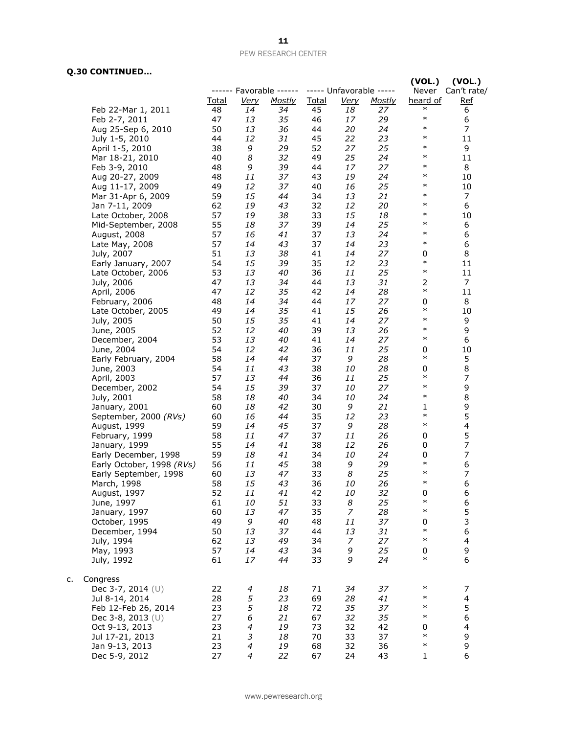**Q.30 CONTINUED…**

| | ------ Favorable ------ | | | ----- Unfavorable ----- | | | (VOL.) Never heard of | (VOL.) Can't rate/ Ref |
|---|---|---|---|---|---|---|---|---|
| | Total | Very | Mostly | Total | Very | Mostly | | |
| Feb 22-Mar 1, 2011 | 48 | 14 | 34 | 45 | 18 | 27 | * | 6 |
| Feb 2-7, 2011 | 47 | 13 | 35 | 46 | 17 | 29 | * | 6 |
| Aug 25-Sep 6, 2010 | 50 | 13 | 36 | 44 | 20 | 24 | * | 7 |
| July 1-5, 2010 | 44 | 12 | 31 | 45 | 22 | 23 | * | 11 |
| April 1-5, 2010 | 38 | 9 | 29 | 52 | 27 | 25 | * | 9 |
| Mar 18-21, 2010 | 40 | 8 | 32 | 49 | 25 | 24 | * | 11 |
| Feb 3-9, 2010 | 48 | 9 | 39 | 44 | 17 | 27 | * | 8 |
| Aug 20-27, 2009 | 48 | 11 | 37 | 43 | 19 | 24 | * | 10 |
| Aug 11-17, 2009 | 49 | 12 | 37 | 40 | 16 | 25 | * | 10 |
| Mar 31-Apr 6, 2009 | 59 | 15 | 44 | 34 | 13 | 21 | * | 7 |
| Jan 7-11, 2009 | 62 | 19 | 43 | 32 | 12 | 20 | * | 6 |
| Late October, 2008 | 57 | 19 | 38 | 33 | 15 | 18 | * | 10 |
| Mid-September, 2008 | 55 | 18 | 37 | 39 | 14 | 25 | * | 6 |
| August, 2008 | 57 | 16 | 41 | 37 | 13 | 24 | * | 6 |
| Late May, 2008 | 57 | 14 | 43 | 37 | 14 | 23 | * | 6 |
| July, 2007 | 51 | 13 | 38 | 41 | 14 | 27 | 0 | 8 |
| Early January, 2007 | 54 | 15 | 39 | 35 | 12 | 23 | * | 11 |
| Late October, 2006 | 53 | 13 | 40 | 36 | 11 | 25 | * | 11 |
| July, 2006 | 47 | 13 | 34 | 44 | 13 | 31 | 2 | 7 |
| April, 2006 | 47 | 12 | 35 | 42 | 14 | 28 | * | 11 |
| February, 2006 | 48 | 14 | 34 | 44 | 17 | 27 | 0 | 8 |
| Late October, 2005 | 49 | 14 | 35 | 41 | 15 | 26 | * | 10 |
| July, 2005 | 50 | 15 | 35 | 41 | 14 | 27 | * | 9 |
| June, 2005 | 52 | 12 | 40 | 39 | 13 | 26 | * | 9 |
| December, 2004 | 53 | 13 | 40 | 41 | 14 | 27 | * | 6 |
| June, 2004 | 54 | 12 | 42 | 36 | 11 | 25 | 0 | 10 |
| Early February, 2004 | 58 | 14 | 44 | 37 | 9 | 28 | * | 5 |
| June, 2003 | 54 | 11 | 43 | 38 | 10 | 28 | 0 | 8 |
| April, 2003 | 57 | 13 | 44 | 36 | 11 | 25 | * | 7 |
| December, 2002 | 54 | 15 | 39 | 37 | 10 | 27 | * | 9 |
| July, 2001 | 58 | 18 | 40 | 34 | 10 | 24 | * | 8 |
| January, 2001 | 60 | 18 | 42 | 30 | 9 | 21 | 1 | 9 |
| September, 2000 *(RVs)* | 60 | 16 | 44 | 35 | 12 | 23 | * | 5 |
| August, 1999 | 59 | 14 | 45 | 37 | 9 | 28 | * | 4 |
| February, 1999 | 58 | 11 | 47 | 37 | 11 | 26 | 0 | 5 |
| January, 1999 | 55 | 14 | 41 | 38 | 12 | 26 | 0 | 7 |
| Early December, 1998 | 59 | 18 | 41 | 34 | 10 | 24 | 0 | 7 |
| Early October, 1998 *(RVs)* | 56 | 11 | 45 | 38 | 9 | 29 | * | 6 |
| Early September, 1998 | 60 | 13 | 47 | 33 | 8 | 25 | * | 7 |
| March, 1998 | 58 | 15 | 43 | 36 | 10 | 26 | * | 6 |
| August, 1997 | 52 | 11 | 41 | 42 | 10 | 32 | 0 | 6 |
| June, 1997 | 61 | 10 | 51 | 33 | 8 | 25 | * | 6 |
| January, 1997 | 60 | 13 | 47 | 35 | 7 | 28 | * | 5 |
| October, 1995 | 49 | 9 | 40 | 48 | 11 | 37 | 0 | 3 |
| December, 1994 | 50 | 13 | 37 | 44 | 13 | 31 | * | 6 |
| July, 1994 | 62 | 13 | 49 | 34 | 7 | 27 | * | 4 |
| May, 1993 | 57 | 14 | 43 | 34 | 9 | 25 | 0 | 9 |
| July, 1992 | 61 | 17 | 44 | 33 | 9 | 24 | * | 6 |
| **c. Congress** | | | | | | | | |
| Dec 3-7, 2014 (U) | 22 | 4 | 18 | 71 | 34 | 37 | * | 7 |
| Jul 8-14, 2014 | 28 | 5 | 23 | 69 | 28 | 41 | * | 4 |
| Feb 12-Feb 26, 2014 | 23 | 5 | 18 | 72 | 35 | 37 | * | 5 |
| Dec 3-8, 2013 (U) | 27 | 6 | 21 | 67 | 32 | 35 | * | 6 |
| Oct 9-13, 2013 | 23 | 4 | 19 | 73 | 32 | 42 | 0 | 4 |
| Jul 17-21, 2013 | 21 | 3 | 18 | 70 | 33 | 37 | * | 9 |
| Jan 9-13, 2013 | 23 | 4 | 19 | 68 | 32 | 36 | * | 9 |
| Dec 5-9, 2012 | 27 | 4 | 22 | 67 | 24 | 43 | 1 | 6 |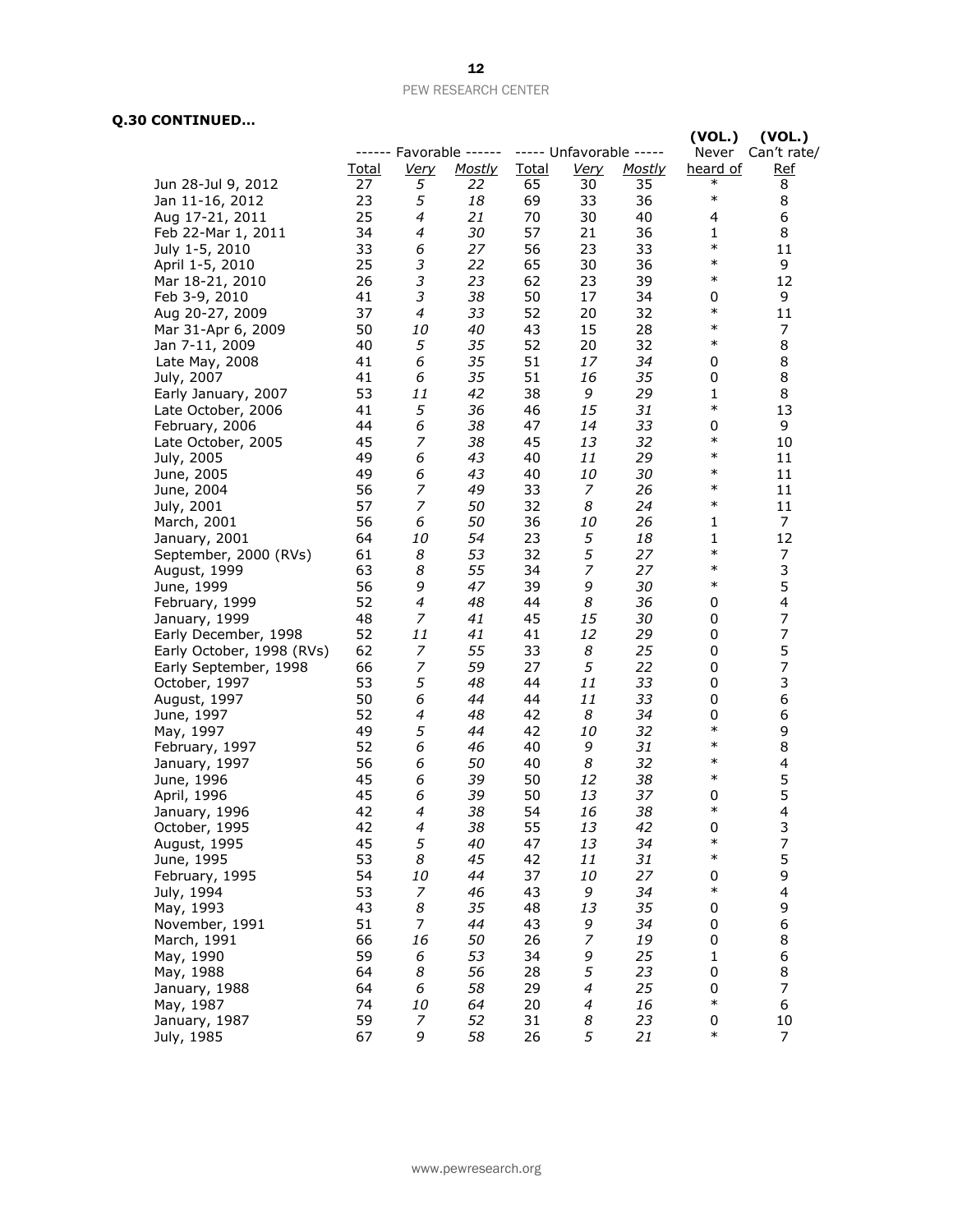**Q.30 CONTINUED…**

| | ------ Favorable ------ | | | ----- Unfavorable ----- | | | (VOL.) Never | (VOL.) Can't rate/ |
|---|---|---|---|---|---|---|---|---|
| | Total | Very | Mostly | Total | Very | Mostly | heard of | Ref |
| Jun 28-Jul 9, 2012 | 27 | 5 | 22 | 65 | 30 | 35 | * | 8 |
| Jan 11-16, 2012 | 23 | 5 | 18 | 69 | 33 | 36 | * | 8 |
| Aug 17-21, 2011 | 25 | 4 | 21 | 70 | 30 | 40 | 4 | 6 |
| Feb 22-Mar 1, 2011 | 34 | 4 | 30 | 57 | 21 | 36 | 1 | 8 |
| July 1-5, 2010 | 33 | 6 | 27 | 56 | 23 | 33 | * | 11 |
| April 1-5, 2010 | 25 | 3 | 22 | 65 | 30 | 36 | * | 9 |
| Mar 18-21, 2010 | 26 | 3 | 23 | 62 | 23 | 39 | * | 12 |
| Feb 3-9, 2010 | 41 | 3 | 38 | 50 | 17 | 34 | 0 | 9 |
| Aug 20-27, 2009 | 37 | 4 | 33 | 52 | 20 | 32 | * | 11 |
| Mar 31-Apr 6, 2009 | 50 | 10 | 40 | 43 | 15 | 28 | * | 7 |
| Jan 7-11, 2009 | 40 | 5 | 35 | 52 | 20 | 32 | * | 8 |
| Late May, 2008 | 41 | 6 | 35 | 51 | 17 | 34 | 0 | 8 |
| July, 2007 | 41 | 6 | 35 | 51 | 16 | 35 | 0 | 8 |
| Early January, 2007 | 53 | 11 | 42 | 38 | 9 | 29 | 1 | 8 |
| Late October, 2006 | 41 | 5 | 36 | 46 | 15 | 31 | * | 13 |
| February, 2006 | 44 | 6 | 38 | 47 | 14 | 33 | 0 | 9 |
| Late October, 2005 | 45 | 7 | 38 | 45 | 13 | 32 | * | 10 |
| July, 2005 | 49 | 6 | 43 | 40 | 11 | 29 | * | 11 |
| June, 2005 | 49 | 6 | 43 | 40 | 10 | 30 | * | 11 |
| June, 2004 | 56 | 7 | 49 | 33 | 7 | 26 | * | 11 |
| July, 2001 | 57 | 7 | 50 | 32 | 8 | 24 | * | 11 |
| March, 2001 | 56 | 6 | 50 | 36 | 10 | 26 | 1 | 7 |
| January, 2001 | 64 | 10 | 54 | 23 | 5 | 18 | 1 | 12 |
| September, 2000 (RVs) | 61 | 8 | 53 | 32 | 5 | 27 | * | 7 |
| August, 1999 | 63 | 8 | 55 | 34 | 7 | 27 | * | 3 |
| June, 1999 | 56 | 9 | 47 | 39 | 9 | 30 | * | 5 |
| February, 1999 | 52 | 4 | 48 | 44 | 8 | 36 | 0 | 4 |
| January, 1999 | 48 | 7 | 41 | 45 | 15 | 30 | 0 | 7 |
| Early December, 1998 | 52 | 11 | 41 | 41 | 12 | 29 | 0 | 7 |
| Early October, 1998 (RVs) | 62 | 7 | 55 | 33 | 8 | 25 | 0 | 5 |
| Early September, 1998 | 66 | 7 | 59 | 27 | 5 | 22 | 0 | 7 |
| October, 1997 | 53 | 5 | 48 | 44 | 11 | 33 | 0 | 3 |
| August, 1997 | 50 | 6 | 44 | 44 | 11 | 33 | 0 | 6 |
| June, 1997 | 52 | 4 | 48 | 42 | 8 | 34 | 0 | 6 |
| May, 1997 | 49 | 5 | 44 | 42 | 10 | 32 | * | 9 |
| February, 1997 | 52 | 6 | 46 | 40 | 9 | 31 | * | 8 |
| January, 1997 | 56 | 6 | 50 | 40 | 8 | 32 | * | 4 |
| June, 1996 | 45 | 6 | 39 | 50 | 12 | 38 | * | 5 |
| April, 1996 | 45 | 6 | 39 | 50 | 13 | 37 | 0 | 5 |
| January, 1996 | 42 | 4 | 38 | 54 | 16 | 38 | * | 4 |
| October, 1995 | 42 | 4 | 38 | 55 | 13 | 42 | 0 | 3 |
| August, 1995 | 45 | 5 | 40 | 47 | 13 | 34 | * | 7 |
| June, 1995 | 53 | 8 | 45 | 42 | 11 | 31 | * | 5 |
| February, 1995 | 54 | 10 | 44 | 37 | 10 | 27 | 0 | 9 |
| July, 1994 | 53 | 7 | 46 | 43 | 9 | 34 | * | 4 |
| May, 1993 | 43 | 8 | 35 | 48 | 13 | 35 | 0 | 9 |
| November, 1991 | 51 | 7 | 44 | 43 | 9 | 34 | 0 | 6 |
| March, 1991 | 66 | 16 | 50 | 26 | 7 | 19 | 0 | 8 |
| May, 1990 | 59 | 6 | 53 | 34 | 9 | 25 | 1 | 6 |
| May, 1988 | 64 | 8 | 56 | 28 | 5 | 23 | 0 | 8 |
| January, 1988 | 64 | 6 | 58 | 29 | 4 | 25 | 0 | 7 |
| May, 1987 | 74 | 10 | 64 | 20 | 4 | 16 | * | 6 |
| January, 1987 | 59 | 7 | 52 | 31 | 8 | 23 | 0 | 10 |
| July, 1985 | 67 | 9 | 58 | 26 | 5 | 21 | * | 7 |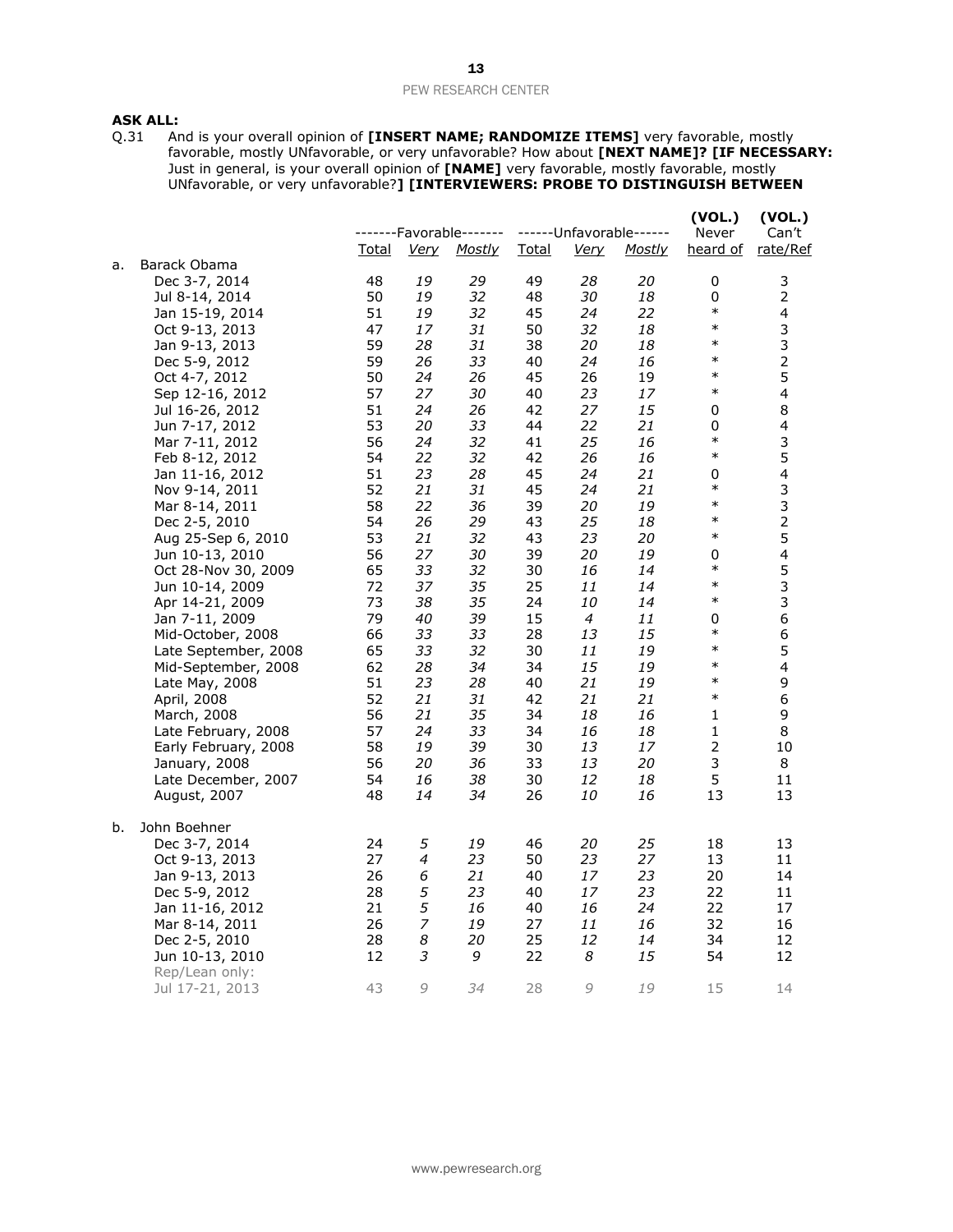**ASK ALL:**

Q.31 And is your overall opinion of **[INSERT NAME; RANDOMIZE ITEMS]** very favorable, mostly favorable, mostly UNfavorable, or very unfavorable? How about **[NEXT NAME]? [IF NECESSARY:** Just in general, is your overall opinion of **[NAME]** very favorable, mostly favorable, mostly UNfavorable, or very unfavorable?**] [INTERVIEWERS: PROBE TO DISTINGUISH BETWEEN**

| | -------Favorable------- | | | ------Unfavorable------ | | | (VOL.) Never | (VOL.) Can't |
|---|---|---|---|---|---|---|---|---|
| | Total | *Very* | *Mostly* | Total | *Very* | *Mostly* | heard of | rate/Ref |
| a. Barack Obama | | | | | | | | |
| Dec 3-7, 2014 | 48 | *19* | *29* | 49 | *28* | *20* | 0 | 3 |
| Jul 8-14, 2014 | 50 | *19* | *32* | 48 | *30* | *18* | 0 | 2 |
| Jan 15-19, 2014 | 51 | *19* | *32* | 45 | *24* | *22* | * | 4 |
| Oct 9-13, 2013 | 47 | *17* | *31* | 50 | *32* | *18* | * | 3 |
| Jan 9-13, 2013 | 59 | *28* | *31* | 38 | *20* | *18* | * | 3 |
| Dec 5-9, 2012 | 59 | *26* | *33* | 40 | *24* | *16* | * | 2 |
| Oct 4-7, 2012 | 50 | *24* | *26* | 45 | 26 | 19 | * | 5 |
| Sep 12-16, 2012 | 57 | *27* | *30* | 40 | *23* | *17* | * | 4 |
| Jul 16-26, 2012 | 51 | *24* | *26* | 42 | *27* | *15* | 0 | 8 |
| Jun 7-17, 2012 | 53 | *20* | *33* | 44 | *22* | *21* | 0 | 4 |
| Mar 7-11, 2012 | 56 | *24* | *32* | 41 | *25* | *16* | * | 3 |
| Feb 8-12, 2012 | 54 | *22* | *32* | 42 | *26* | *16* | * | 5 |
| Jan 11-16, 2012 | 51 | *23* | *28* | 45 | *24* | *21* | 0 | 4 |
| Nov 9-14, 2011 | 52 | *21* | *31* | 45 | *24* | *21* | * | 3 |
| Mar 8-14, 2011 | 58 | *22* | *36* | 39 | *20* | *19* | * | 3 |
| Dec 2-5, 2010 | 54 | *26* | *29* | 43 | *25* | *18* | * | 2 |
| Aug 25-Sep 6, 2010 | 53 | *21* | *32* | 43 | *23* | *20* | * | 5 |
| Jun 10-13, 2010 | 56 | *27* | *30* | 39 | *20* | *19* | 0 | 4 |
| Oct 28-Nov 30, 2009 | 65 | *33* | *32* | 30 | *16* | *14* | * | 5 |
| Jun 10-14, 2009 | 72 | *37* | *35* | 25 | *11* | *14* | * | 3 |
| Apr 14-21, 2009 | 73 | *38* | *35* | 24 | *10* | *14* | * | 3 |
| Jan 7-11, 2009 | 79 | *40* | *39* | 15 | *4* | *11* | 0 | 6 |
| Mid-October, 2008 | 66 | *33* | *33* | 28 | *13* | *15* | * | 6 |
| Late September, 2008 | 65 | *33* | *32* | 30 | *11* | *19* | * | 5 |
| Mid-September, 2008 | 62 | *28* | *34* | 34 | *15* | *19* | * | 4 |
| Late May, 2008 | 51 | *23* | *28* | 40 | *21* | *19* | * | 9 |
| April, 2008 | 52 | *21* | *31* | 42 | *21* | *21* | * | 6 |
| March, 2008 | 56 | *21* | *35* | 34 | *18* | *16* | 1 | 9 |
| Late February, 2008 | 57 | *24* | *33* | 34 | *16* | *18* | 1 | 8 |
| Early February, 2008 | 58 | *19* | *39* | 30 | *13* | *17* | 2 | 10 |
| January, 2008 | 56 | *20* | *36* | 33 | *13* | *20* | 3 | 8 |
| Late December, 2007 | 54 | *16* | *38* | 30 | *12* | *18* | 5 | 11 |
| August, 2007 | 48 | *14* | *34* | 26 | *10* | *16* | 13 | 13 |
| b. John Boehner | | | | | | | | |
| Dec 3-7, 2014 | 24 | *5* | *19* | 46 | *20* | *25* | 18 | 13 |
| Oct 9-13, 2013 | 27 | *4* | *23* | 50 | *23* | *27* | 13 | 11 |
| Jan 9-13, 2013 | 26 | *6* | *21* | 40 | *17* | *23* | 20 | 14 |
| Dec 5-9, 2012 | 28 | *5* | *23* | 40 | *17* | *23* | 22 | 11 |
| Jan 11-16, 2012 | 21 | *5* | *16* | 40 | *16* | *24* | 22 | 17 |
| Mar 8-14, 2011 | 26 | *7* | *19* | 27 | *11* | *16* | 32 | 16 |
| Dec 2-5, 2010 | 28 | *8* | *20* | 25 | *12* | *14* | 34 | 12 |
| Jun 10-13, 2010 | 12 | *3* | *9* | 22 | *8* | *15* | 54 | 12 |
| Rep/Lean only: | | | | | | | | |
| Jul 17-21, 2013 | 43 | *9* | *34* | 28 | *9* | *19* | 15 | 14 |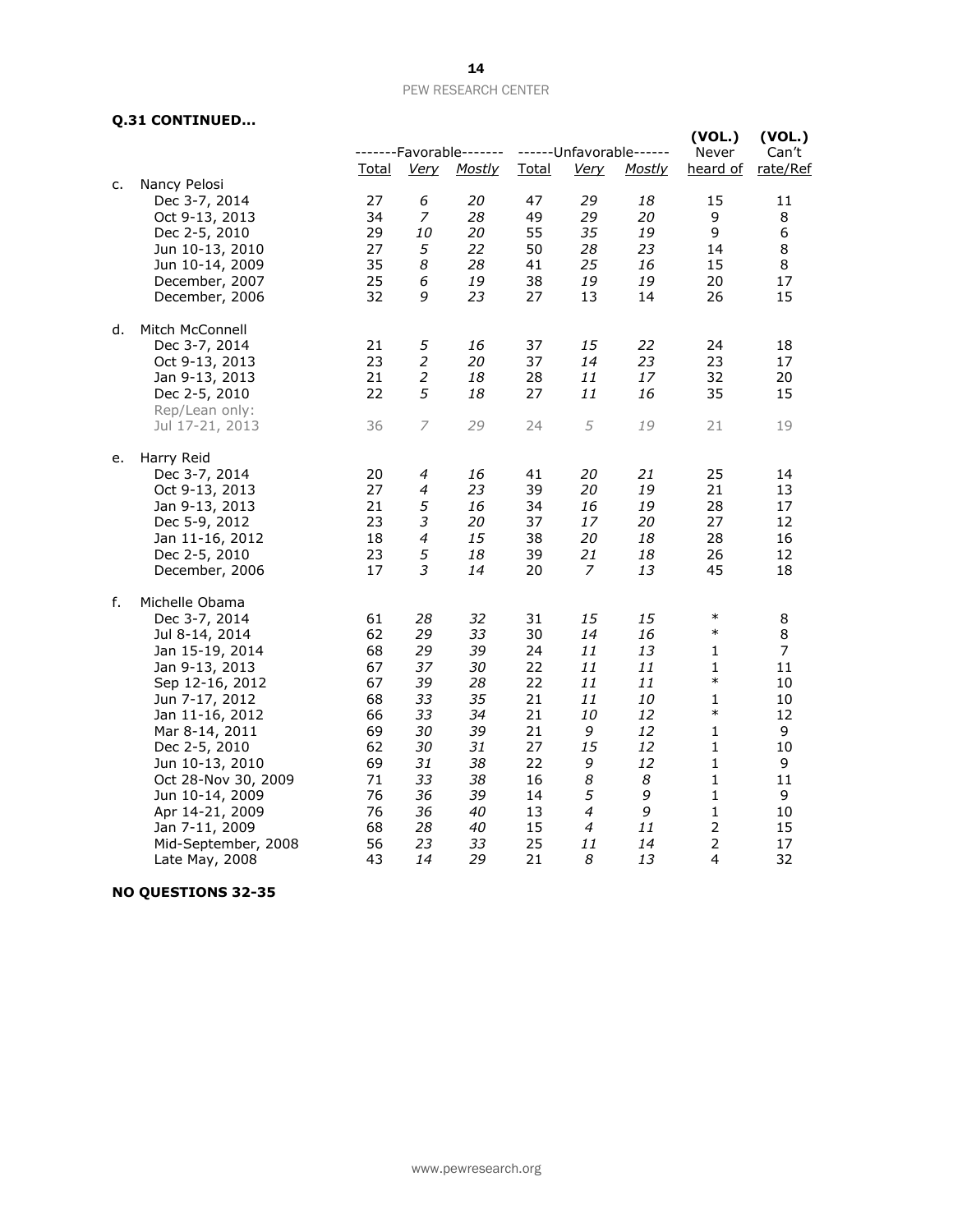**Q.31 CONTINUED…**

| | | -------Favorable------- | | | ------Unfavorable------ | | | (VOL.) Never | (VOL.) Can't |
|---|---|---|---|---|---|---|---|---|---|
| | | Total | *Very* | *Mostly* | Total | *Very* | *Mostly* | heard of | rate/Ref |
| c. | Nancy Pelosi | | | | | | | | |
| | Dec 3-7, 2014 | 27 | *6* | *20* | 47 | *29* | *18* | 15 | 11 |
| | Oct 9-13, 2013 | 34 | *7* | *28* | 49 | *29* | *20* | 9 | 8 |
| | Dec 2-5, 2010 | 29 | *10* | *20* | 55 | *35* | *19* | 9 | 6 |
| | Jun 10-13, 2010 | 27 | *5* | *22* | 50 | *28* | *23* | 14 | 8 |
| | Jun 10-14, 2009 | 35 | *8* | *28* | 41 | *25* | *16* | 15 | 8 |
| | December, 2007 | 25 | *6* | *19* | 38 | *19* | *19* | 20 | 17 |
| | December, 2006 | 32 | *9* | *23* | 27 | 13 | 14 | 26 | 15 |
| d. | Mitch McConnell | | | | | | | | |
| | Dec 3-7, 2014 | 21 | *5* | *16* | 37 | *15* | *22* | 24 | 18 |
| | Oct 9-13, 2013 | 23 | *2* | *20* | 37 | *14* | *23* | 23 | 17 |
| | Jan 9-13, 2013 | 21 | *2* | *18* | 28 | *11* | *17* | 32 | 20 |
| | Dec 2-5, 2010 | 22 | *5* | *18* | 27 | *11* | *16* | 35 | 15 |
| | Rep/Lean only: | | | | | | | | |
| | Jul 17-21, 2013 | 36 | *7* | *29* | 24 | *5* | *19* | 21 | 19 |
| e. | Harry Reid | | | | | | | | |
| | Dec 3-7, 2014 | 20 | *4* | *16* | 41 | *20* | *21* | 25 | 14 |
| | Oct 9-13, 2013 | 27 | *4* | *23* | 39 | *20* | *19* | 21 | 13 |
| | Jan 9-13, 2013 | 21 | *5* | *16* | 34 | *16* | *19* | 28 | 17 |
| | Dec 5-9, 2012 | 23 | *3* | *20* | 37 | *17* | *20* | 27 | 12 |
| | Jan 11-16, 2012 | 18 | *4* | *15* | 38 | *20* | *18* | 28 | 16 |
| | Dec 2-5, 2010 | 23 | *5* | *18* | 39 | *21* | *18* | 26 | 12 |
| | December, 2006 | 17 | *3* | *14* | 20 | *7* | *13* | 45 | 18 |
| f. | Michelle Obama | | | | | | | | |
| | Dec 3-7, 2014 | 61 | *28* | *32* | 31 | *15* | *15* | * | 8 |
| | Jul 8-14, 2014 | 62 | *29* | *33* | 30 | *14* | *16* | * | 8 |
| | Jan 15-19, 2014 | 68 | *29* | *39* | 24 | *11* | *13* | 1 | 7 |
| | Jan 9-13, 2013 | 67 | *37* | *30* | 22 | *11* | *11* | 1 | 11 |
| | Sep 12-16, 2012 | 67 | *39* | *28* | 22 | *11* | *11* | * | 10 |
| | Jun 7-17, 2012 | 68 | *33* | *35* | 21 | *11* | *10* | 1 | 10 |
| | Jan 11-16, 2012 | 66 | *33* | *34* | 21 | *10* | *12* | * | 12 |
| | Mar 8-14, 2011 | 69 | *30* | *39* | 21 | *9* | *12* | 1 | 9 |
| | Dec 2-5, 2010 | 62 | *30* | *31* | 27 | *15* | *12* | 1 | 10 |
| | Jun 10-13, 2010 | 69 | *31* | *38* | 22 | *9* | *12* | 1 | 9 |
| | Oct 28-Nov 30, 2009 | 71 | *33* | *38* | 16 | *8* | *8* | 1 | 11 |
| | Jun 10-14, 2009 | 76 | *36* | *39* | 14 | *5* | *9* | 1 | 9 |
| | Apr 14-21, 2009 | 76 | *36* | *40* | 13 | *4* | *9* | 1 | 10 |
| | Jan 7-11, 2009 | 68 | *28* | *40* | 15 | *4* | *11* | 2 | 15 |
| | Mid-September, 2008 | 56 | *23* | *33* | 25 | *11* | *14* | 2 | 17 |
| | Late May, 2008 | 43 | *14* | *29* | 21 | *8* | *13* | 4 | 32 |

**NO QUESTIONS 32-35**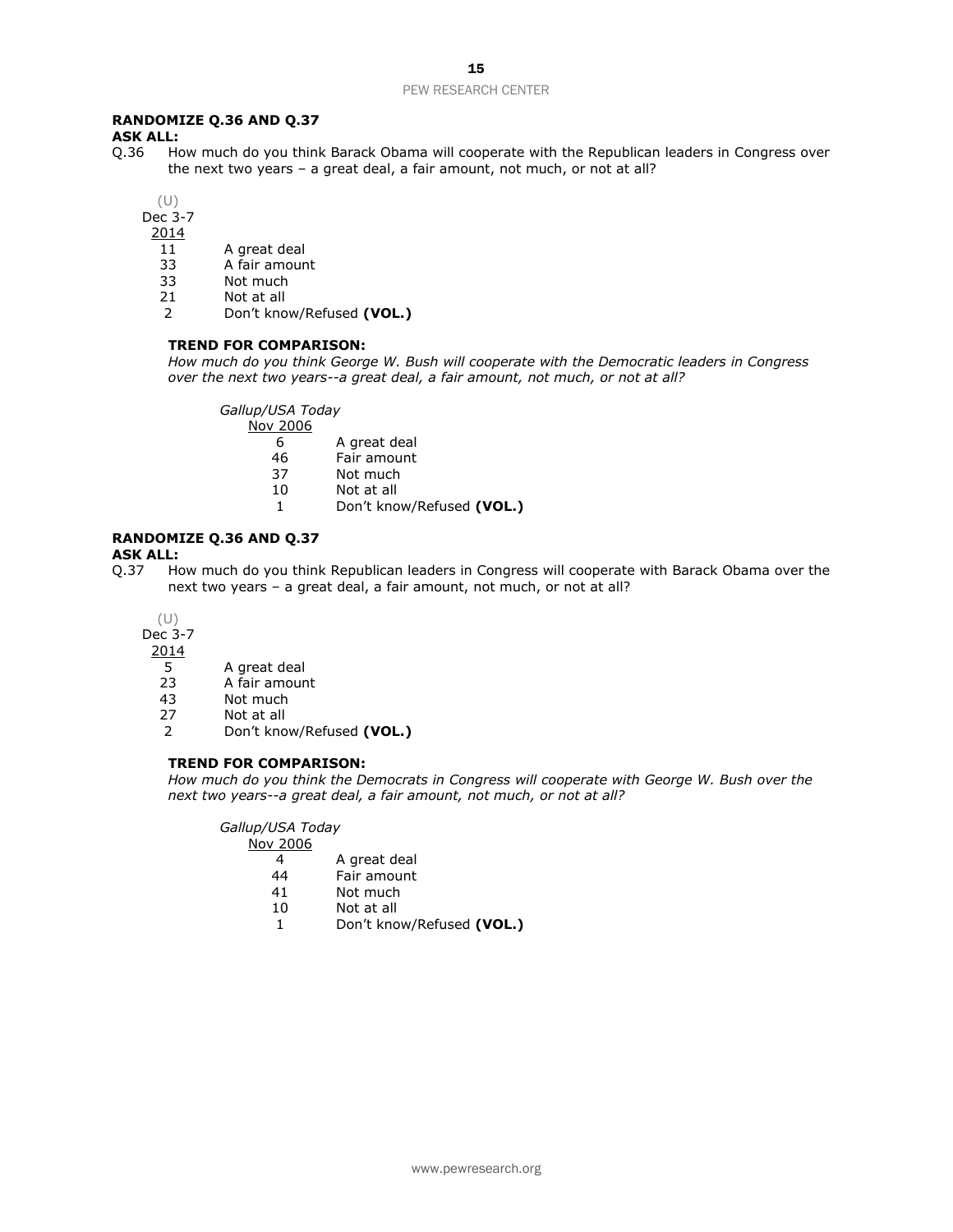**RANDOMIZE Q.36 AND Q.37**

**ASK ALL:**

Q.36 How much do you think Barack Obama will cooperate with the Republican leaders in Congress over the next two years – a great deal, a fair amount, not much, or not at all?

| (U) Dec 3-7 2014 | |
|---|---|
| 11 | A great deal |
| 33 | A fair amount |
| 33 | Not much |
| 21 | Not at all |
| 2 | Don't know/Refused **(VOL.)** |

**TREND FOR COMPARISON:**

*How much do you think George W. Bush will cooperate with the Democratic leaders in Congress over the next two years--a great deal, a fair amount, not much, or not at all?*

| *Gallup/USA Today* Nov 2006 | |
|---|---|
| 6 | A great deal |
| 46 | Fair amount |
| 37 | Not much |
| 10 | Not at all |
| 1 | Don't know/Refused **(VOL.)** |

**RANDOMIZE Q.36 AND Q.37**

**ASK ALL:**

Q.37 How much do you think Republican leaders in Congress will cooperate with Barack Obama over the next two years – a great deal, a fair amount, not much, or not at all?

| (U) Dec 3-7 2014 | |
|---|---|
| 5 | A great deal |
| 23 | A fair amount |
| 43 | Not much |
| 27 | Not at all |
| 2 | Don't know/Refused **(VOL.)** |

**TREND FOR COMPARISON:**

*How much do you think the Democrats in Congress will cooperate with George W. Bush over the next two years--a great deal, a fair amount, not much, or not at all?*

| *Gallup/USA Today* Nov 2006 | |
|---|---|
| 4 | A great deal |
| 44 | Fair amount |
| 41 | Not much |
| 10 | Not at all |
| 1 | Don't know/Refused **(VOL.)** |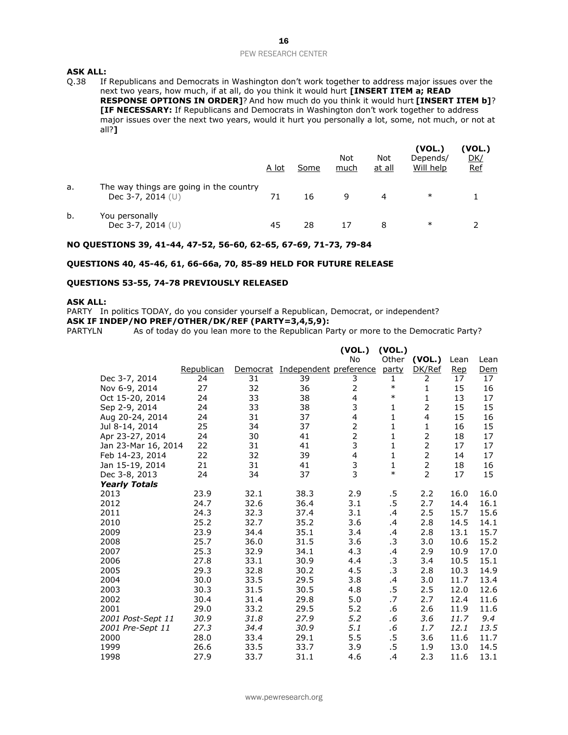**ASK ALL:**

Q.38 If Republicans and Democrats in Washington don't work together to address major issues over the next two years, how much, if at all, do you think it would hurt **[INSERT ITEM a; READ RESPONSE OPTIONS IN ORDER]**? And how much do you think it would hurt **[INSERT ITEM b]**? **[IF NECESSARY:** If Republicans and Democrats in Washington don't work together to address major issues over the next two years, would it hurt you personally a lot, some, not much, or not at all?**]**

| | | A lot | Some | Not much | Not at all | (VOL.) Depends/ Will help | (VOL.) DK/ Ref |
|---|---|---|---|---|---|---|---|
| a. | The way things are going in the country | | | | | | |
| | Dec 3-7, 2014 (U) | 71 | 16 | 9 | 4 | * | 1 |
| b. | You personally | | | | | | |
| | Dec 3-7, 2014 (U) | 45 | 28 | 17 | 8 | * | 2 |

**NO QUESTIONS 39, 41-44, 47-52, 56-60, 62-65, 67-69, 71-73, 79-84**

**QUESTIONS 40, 45-46, 61, 66-66a, 70, 85-89 HELD FOR FUTURE RELEASE**

**QUESTIONS 53-55, 74-78 PREVIOUSLY RELEASED**

**ASK ALL:**

PARTY In politics TODAY, do you consider yourself a Republican, Democrat, or independent?

**ASK IF INDEP/NO PREF/OTHER/DK/REF (PARTY=3,4,5,9):**

PARTYLN As of today do you lean more to the Republican Party or more to the Democratic Party?

| | Republican | Democrat | Independent | (VOL.) No preference | (VOL.) Other party | (VOL.) DK/Ref | Lean Rep | Lean Dem |
|---|---|---|---|---|---|---|---|---|
| Dec 3-7, 2014 | 24 | 31 | 39 | 3 | 1 | 2 | 17 | 17 |
| Nov 6-9, 2014 | 27 | 32 | 36 | 2 | * | 1 | 15 | 16 |
| Oct 15-20, 2014 | 24 | 33 | 38 | 4 | * | 1 | 13 | 17 |
| Sep 2-9, 2014 | 24 | 33 | 38 | 3 | 1 | 2 | 15 | 15 |
| Aug 20-24, 2014 | 24 | 31 | 37 | 4 | 1 | 4 | 15 | 16 |
| Jul 8-14, 2014 | 25 | 34 | 37 | 2 | 1 | 1 | 16 | 15 |
| Apr 23-27, 2014 | 24 | 30 | 41 | 2 | 1 | 2 | 18 | 17 |
| Jan 23-Mar 16, 2014 | 22 | 31 | 41 | 3 | 1 | 2 | 17 | 17 |
| Feb 14-23, 2014 | 22 | 32 | 39 | 4 | 1 | 2 | 14 | 17 |
| Jan 15-19, 2014 | 21 | 31 | 41 | 3 | 1 | 2 | 18 | 16 |
| Dec 3-8, 2013 | 24 | 34 | 37 | 3 | * | 2 | 17 | 15 |
| ***Yearly Totals*** | | | | | | | | |
| 2013 | 23.9 | 32.1 | 38.3 | 2.9 | .5 | 2.2 | 16.0 | 16.0 |
| 2012 | 24.7 | 32.6 | 36.4 | 3.1 | .5 | 2.7 | 14.4 | 16.1 |
| 2011 | 24.3 | 32.3 | 37.4 | 3.1 | .4 | 2.5 | 15.7 | 15.6 |
| 2010 | 25.2 | 32.7 | 35.2 | 3.6 | .4 | 2.8 | 14.5 | 14.1 |
| 2009 | 23.9 | 34.4 | 35.1 | 3.4 | .4 | 2.8 | 13.1 | 15.7 |
| 2008 | 25.7 | 36.0 | 31.5 | 3.6 | .3 | 3.0 | 10.6 | 15.2 |
| 2007 | 25.3 | 32.9 | 34.1 | 4.3 | .4 | 2.9 | 10.9 | 17.0 |
| 2006 | 27.8 | 33.1 | 30.9 | 4.4 | .3 | 3.4 | 10.5 | 15.1 |
| 2005 | 29.3 | 32.8 | 30.2 | 4.5 | .3 | 2.8 | 10.3 | 14.9 |
| 2004 | 30.0 | 33.5 | 29.5 | 3.8 | .4 | 3.0 | 11.7 | 13.4 |
| 2003 | 30.3 | 31.5 | 30.5 | 4.8 | .5 | 2.5 | 12.0 | 12.6 |
| 2002 | 30.4 | 31.4 | 29.8 | 5.0 | .7 | 2.7 | 12.4 | 11.6 |
| 2001 | 29.0 | 33.2 | 29.5 | 5.2 | .6 | 2.6 | 11.9 | 11.6 |
| *2001 Post-Sept 11* | *30.9* | *31.8* | *27.9* | *5.2* | *.6* | *3.6* | *11.7* | *9.4* |
| *2001 Pre-Sept 11* | *27.3* | *34.4* | *30.9* | *5.1* | *.6* | *1.7* | *12.1* | *13.5* |
| 2000 | 28.0 | 33.4 | 29.1 | 5.5 | .5 | 3.6 | 11.6 | 11.7 |
| 1999 | 26.6 | 33.5 | 33.7 | 3.9 | .5 | 1.9 | 13.0 | 14.5 |
| 1998 | 27.9 | 33.7 | 31.1 | 4.6 | .4 | 2.3 | 11.6 | 13.1 |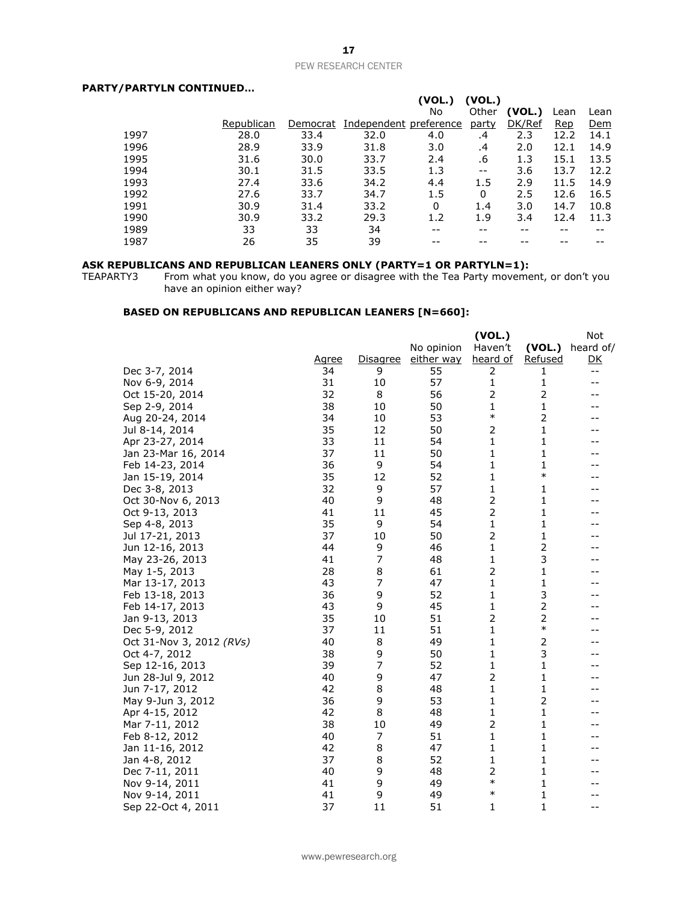**PARTY/PARTYLN CONTINUED...**

| | Republican | Democrat | Independent | (VOL.) No preference | (VOL.) Other party | (VOL.) DK/Ref | Lean Rep | Lean Dem |
|---|---|---|---|---|---|---|---|---|
| 1997 | 28.0 | 33.4 | 32.0 | 4.0 | .4 | 2.3 | 12.2 | 14.1 |
| 1996 | 28.9 | 33.9 | 31.8 | 3.0 | .4 | 2.0 | 12.1 | 14.9 |
| 1995 | 31.6 | 30.0 | 33.7 | 2.4 | .6 | 1.3 | 15.1 | 13.5 |
| 1994 | 30.1 | 31.5 | 33.5 | 1.3 | -- | 3.6 | 13.7 | 12.2 |
| 1993 | 27.4 | 33.6 | 34.2 | 4.4 | 1.5 | 2.9 | 11.5 | 14.9 |
| 1992 | 27.6 | 33.7 | 34.7 | 1.5 | 0 | 2.5 | 12.6 | 16.5 |
| 1991 | 30.9 | 31.4 | 33.2 | 0 | 1.4 | 3.0 | 14.7 | 10.8 |
| 1990 | 30.9 | 33.2 | 29.3 | 1.2 | 1.9 | 3.4 | 12.4 | 11.3 |
| 1989 | 33 | 33 | 34 | -- | -- | -- | -- | -- |
| 1987 | 26 | 35 | 39 | -- | -- | -- | -- | -- |

**ASK REPUBLICANS AND REPUBLICAN LEANERS ONLY (PARTY=1 OR PARTYLN=1):**

TEAPARTY3 From what you know, do you agree or disagree with the Tea Party movement, or don't you have an opinion either way?

**BASED ON REPUBLICANS AND REPUBLICAN LEANERS [N=660]:**

| | Agree | Disagree | No opinion either way | (VOL.) Haven't heard of | (VOL.) Refused | Not heard of/ DK |
|---|---|---|---|---|---|---|
| Dec 3-7, 2014 | 34 | 9 | 55 | 2 | 1 | -- |
| Nov 6-9, 2014 | 31 | 10 | 57 | 1 | 1 | -- |
| Oct 15-20, 2014 | 32 | 8 | 56 | 2 | 2 | -- |
| Sep 2-9, 2014 | 38 | 10 | 50 | 1 | 1 | -- |
| Aug 20-24, 2014 | 34 | 10 | 53 | * | 2 | -- |
| Jul 8-14, 2014 | 35 | 12 | 50 | 2 | 1 | -- |
| Apr 23-27, 2014 | 33 | 11 | 54 | 1 | 1 | -- |
| Jan 23-Mar 16, 2014 | 37 | 11 | 50 | 1 | 1 | -- |
| Feb 14-23, 2014 | 36 | 9 | 54 | 1 | 1 | -- |
| Jan 15-19, 2014 | 35 | 12 | 52 | 1 | * | -- |
| Dec 3-8, 2013 | 32 | 9 | 57 | 1 | 1 | -- |
| Oct 30-Nov 6, 2013 | 40 | 9 | 48 | 2 | 1 | -- |
| Oct 9-13, 2013 | 41 | 11 | 45 | 2 | 1 | -- |
| Sep 4-8, 2013 | 35 | 9 | 54 | 1 | 1 | -- |
| Jul 17-21, 2013 | 37 | 10 | 50 | 2 | 1 | -- |
| Jun 12-16, 2013 | 44 | 9 | 46 | 1 | 2 | -- |
| May 23-26, 2013 | 41 | 7 | 48 | 1 | 3 | -- |
| May 1-5, 2013 | 28 | 8 | 61 | 2 | 1 | -- |
| Mar 13-17, 2013 | 43 | 7 | 47 | 1 | 1 | -- |
| Feb 13-18, 2013 | 36 | 9 | 52 | 1 | 3 | -- |
| Feb 14-17, 2013 | 43 | 9 | 45 | 1 | 2 | -- |
| Jan 9-13, 2013 | 35 | 10 | 51 | 2 | 2 | -- |
| Dec 5-9, 2012 | 37 | 11 | 51 | 1 | * | -- |
| Oct 31-Nov 3, 2012 *(RVs)* | 40 | 8 | 49 | 1 | 2 | -- |
| Oct 4-7, 2012 | 38 | 9 | 50 | 1 | 3 | -- |
| Sep 12-16, 2013 | 39 | 7 | 52 | 1 | 1 | -- |
| Jun 28-Jul 9, 2012 | 40 | 9 | 47 | 2 | 1 | -- |
| Jun 7-17, 2012 | 42 | 8 | 48 | 1 | 1 | -- |
| May 9-Jun 3, 2012 | 36 | 9 | 53 | 1 | 2 | -- |
| Apr 4-15, 2012 | 42 | 8 | 48 | 1 | 1 | -- |
| Mar 7-11, 2012 | 38 | 10 | 49 | 2 | 1 | -- |
| Feb 8-12, 2012 | 40 | 7 | 51 | 1 | 1 | -- |
| Jan 11-16, 2012 | 42 | 8 | 47 | 1 | 1 | -- |
| Jan 4-8, 2012 | 37 | 8 | 52 | 1 | 1 | -- |
| Dec 7-11, 2011 | 40 | 9 | 48 | 2 | 1 | -- |
| Nov 9-14, 2011 | 41 | 9 | 49 | * | 1 | -- |
| Nov 9-14, 2011 | 41 | 9 | 49 | * | 1 | -- |
| Sep 22-Oct 4, 2011 | 37 | 11 | 51 | 1 | 1 | -- |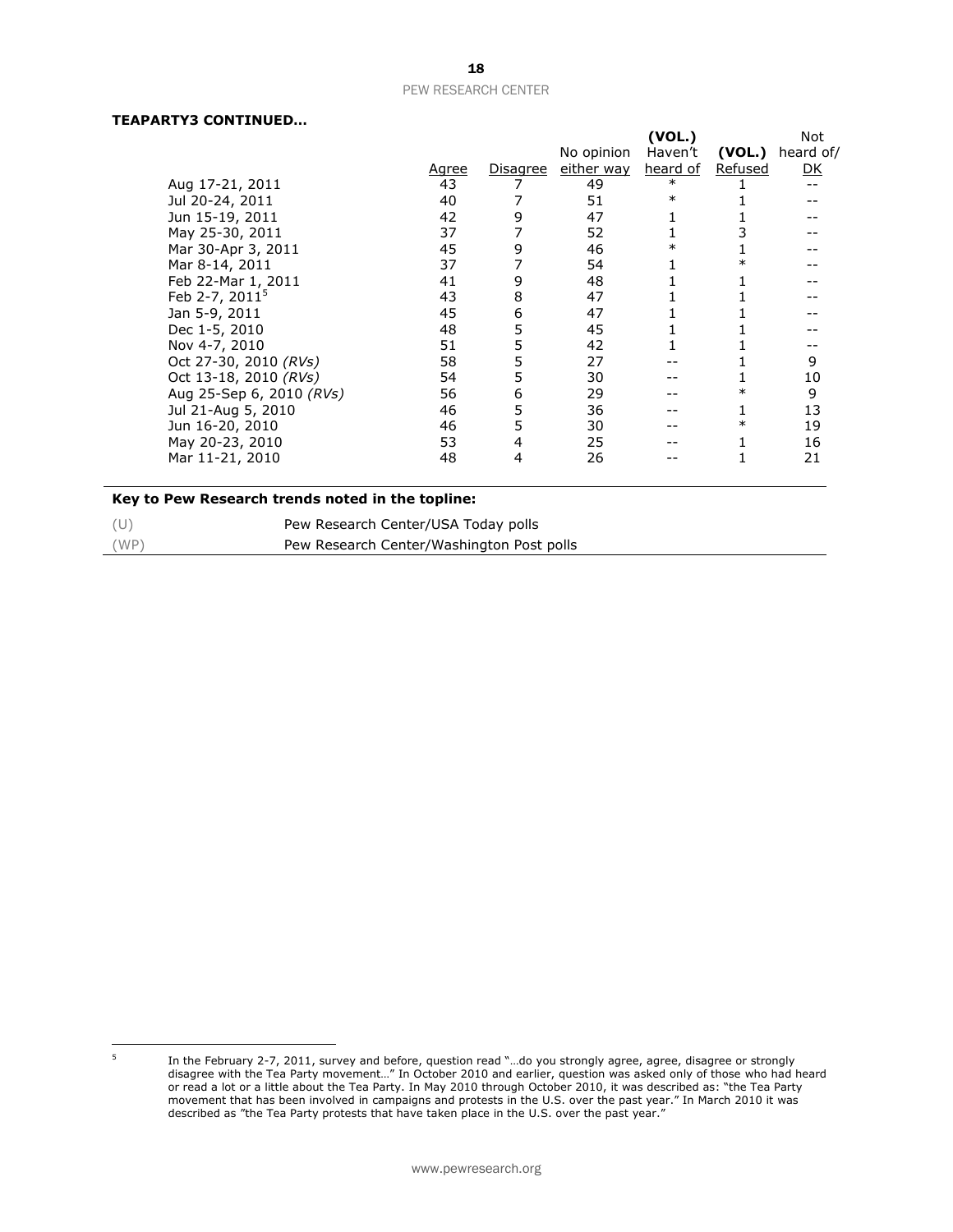**TEAPARTY3 CONTINUED…**

| | Agree | Disagree | No opinion either way | (VOL.) Haven't heard of | (VOL.) Refused | Not heard of/ DK |
|---|---|---|---|---|---|---|
| Aug 17-21, 2011 | 43 | 7 | 49 | * | 1 | -- |
| Jul 20-24, 2011 | 40 | 7 | 51 | * | 1 | -- |
| Jun 15-19, 2011 | 42 | 9 | 47 | 1 | 1 | -- |
| May 25-30, 2011 | 37 | 7 | 52 | 1 | 3 | -- |
| Mar 30-Apr 3, 2011 | 45 | 9 | 46 | * | 1 | -- |
| Mar 8-14, 2011 | 37 | 7 | 54 | 1 | * | -- |
| Feb 22-Mar 1, 2011 | 41 | 9 | 48 | 1 | 1 | -- |
| Feb 2-7, 2011[5] | 43 | 8 | 47 | 1 | 1 | -- |
| Jan 5-9, 2011 | 45 | 6 | 47 | 1 | 1 | -- |
| Dec 1-5, 2010 | 48 | 5 | 45 | 1 | 1 | -- |
| Nov 4-7, 2010 | 51 | 5 | 42 | 1 | 1 | -- |
| Oct 27-30, 2010 *(RVs)* | 58 | 5 | 27 | -- | 1 | 9 |
| Oct 13-18, 2010 *(RVs)* | 54 | 5 | 30 | -- | 1 | 10 |
| Aug 25-Sep 6, 2010 *(RVs)* | 56 | 6 | 29 | -- | * | 9 |
| Jul 21-Aug 5, 2010 | 46 | 5 | 36 | -- | 1 | 13 |
| Jun 16-20, 2010 | 46 | 5 | 30 | -- | * | 19 |
| May 20-23, 2010 | 53 | 4 | 25 | -- | 1 | 16 |
| Mar 11-21, 2010 | 48 | 4 | 26 | -- | 1 | 21 |

**Key to Pew Research trends noted in the topline:**

| | |
|---|---|
| (U) | Pew Research Center/USA Today polls |
| (WP) | Pew Research Center/Washington Post polls |

[5] In the February 2-7, 2011, survey and before, question read "…do you strongly agree, agree, disagree or strongly disagree with the Tea Party movement…" In October 2010 and earlier, question was asked only of those who had heard or read a lot or a little about the Tea Party. In May 2010 through October 2010, it was described as: "the Tea Party movement that has been involved in campaigns and protests in the U.S. over the past year." In March 2010 it was described as "the Tea Party protests that have taken place in the U.S. over the past year."